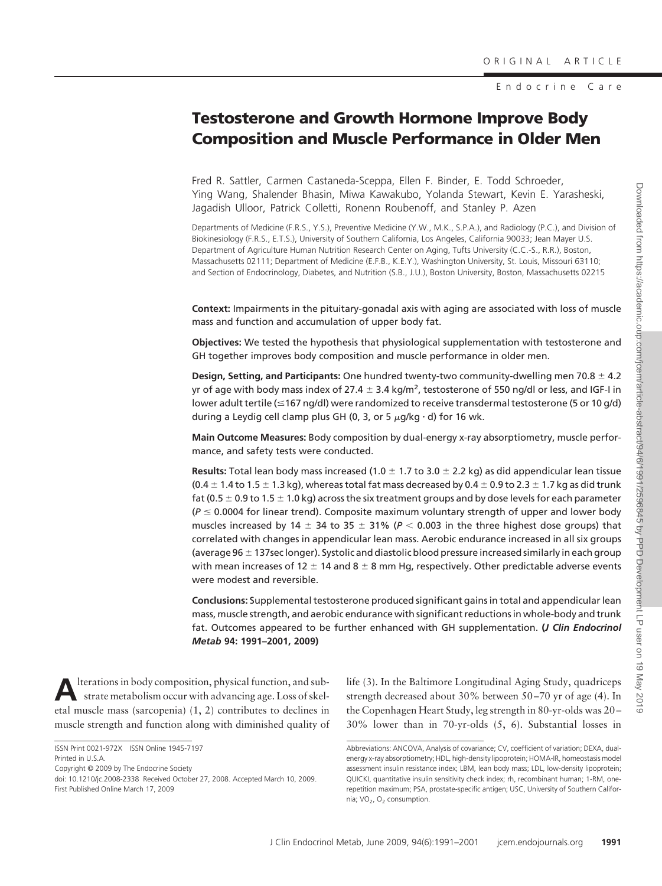ORIGINAL ARTICLE

Endocrine Care

# Testosterone and Growth Hormone Improve Body Composition and Muscle Performance in Older Men

Fred R. Sattler, Carmen Castaneda-Sceppa, Ellen F. Binder, E. Todd Schroeder, Ying Wang, Shalender Bhasin, Miwa Kawakubo, Yolanda Stewart, Kevin E. Yarasheski, Jagadish Ulloor, Patrick Colletti, Ronenn Roubenoff, and Stanley P. Azen

Departments of Medicine (F.R.S., Y.S.), Preventive Medicine (Y.W., M.K., S.P.A.), and Radiology (P.C.), and Division of Biokinesiology (F.R.S., E.T.S.), University of Southern California, Los Angeles, California 90033; Jean Mayer U.S. Department of Agriculture Human Nutrition Research Center on Aging, Tufts University (C.C.-S., R.R.), Boston, Massachusetts 02111; Department of Medicine (E.F.B., K.E.Y.), Washington University, St. Louis, Missouri 63110; and Section of Endocrinology, Diabetes, and Nutrition (S.B., J.U.), Boston University, Boston, Massachusetts 02215

**Context:** Impairments in the pituitary-gonadal axis with aging are associated with loss of muscle mass and function and accumulation of upper body fat.

**Objectives:** We tested the hypothesis that physiological supplementation with testosterone and GH together improves body composition and muscle performance in older men.

**Design, Setting, and Participants:** One hundred twenty-two community-dwelling men 70.8 ± 4.2 yr of age with body mass index of 27.4 ± 3.4 kg/m$^2$, testosterone of 550 ng/dl or less, and IGF-I in lower adult tertile (≤167 ng/dl) were randomized to receive transdermal testosterone (5 or 10 g/d) during a Leydig cell clamp plus GH (0, 3, or 5 $\mu$g/kg · d) for 16 wk.

**Main Outcome Measures:** Body composition by dual-energy x-ray absorptiometry, muscle performance, and safety tests were conducted.

**Results:** Total lean body mass increased (1.0 ± 1.7 to 3.0 ± 2.2 kg) as did appendicular lean tissue (0.4 ± 1.4 to 1.5 ± 1.3 kg), whereas total fat mass decreased by 0.4 ± 0.9 to 2.3 ± 1.7 kg as did trunk fat (0.5 ± 0.9 to 1.5 ± 1.0 kg) across the six treatment groups and by dose levels for each parameter ($P \leq 0.0004$ for linear trend). Composite maximum voluntary strength of upper and lower body muscles increased by 14 ± 34 to 35 ± 31% ($P < 0.003$ in the three highest dose groups) that correlated with changes in appendicular lean mass. Aerobic endurance increased in all six groups (average 96 ± 137sec longer). Systolic and diastolic blood pressure increased similarly in each group with mean increases of 12 ± 14 and 8 ± 8 mm Hg, respectively. Other predictable adverse events were modest and reversible.

**Conclusions:** Supplemental testosterone produced significant gains in total and appendicular lean mass, muscle strength, and aerobic endurance with significant reductions in whole-body and trunk fat. Outcomes appeared to be further enhanced with GH supplementation. **(*J Clin Endocrinol Metab* 94: 1991–2001, 2009)**

Alterations in body composition, physical function, and substrate metabolism occur with advancing age. Loss of skeletal muscle mass (sarcopenia) (1, 2) contributes to declines in muscle strength and function along with diminished quality of life (3). In the Baltimore Longitudinal Aging Study, quadriceps strength decreased about 30% between 50–70 yr of age (4). In the Copenhagen Heart Study, leg strength in 80-yr-olds was 20–30% lower than in 70-yr-olds (5, 6). Substantial losses in

ISSN Print 0021-972X ISSN Online 1945-7197
Printed in U.S.A.
Copyright © 2009 by The Endocrine Society
doi: 10.1210/jc.2008-2338 Received October 27, 2008. Accepted March 10, 2009.
First Published Online March 17, 2009

Abbreviations: ANCOVA, Analysis of covariance; CV, coefficient of variation; DEXA, dual-energy x-ray absorptiometry; HDL, high-density lipoprotein; HOMA-IR, homeostasis model assessment insulin resistance index; LBM, lean body mass; LDL, low-density lipoprotein; QUICKI, quantitative insulin sensitivity check index; rh, recombinant human; 1-RM, one-repetition maximum; PSA, prostate-specific antigen; USC, University of Southern California; $VO_2$, $O_2$ consumption.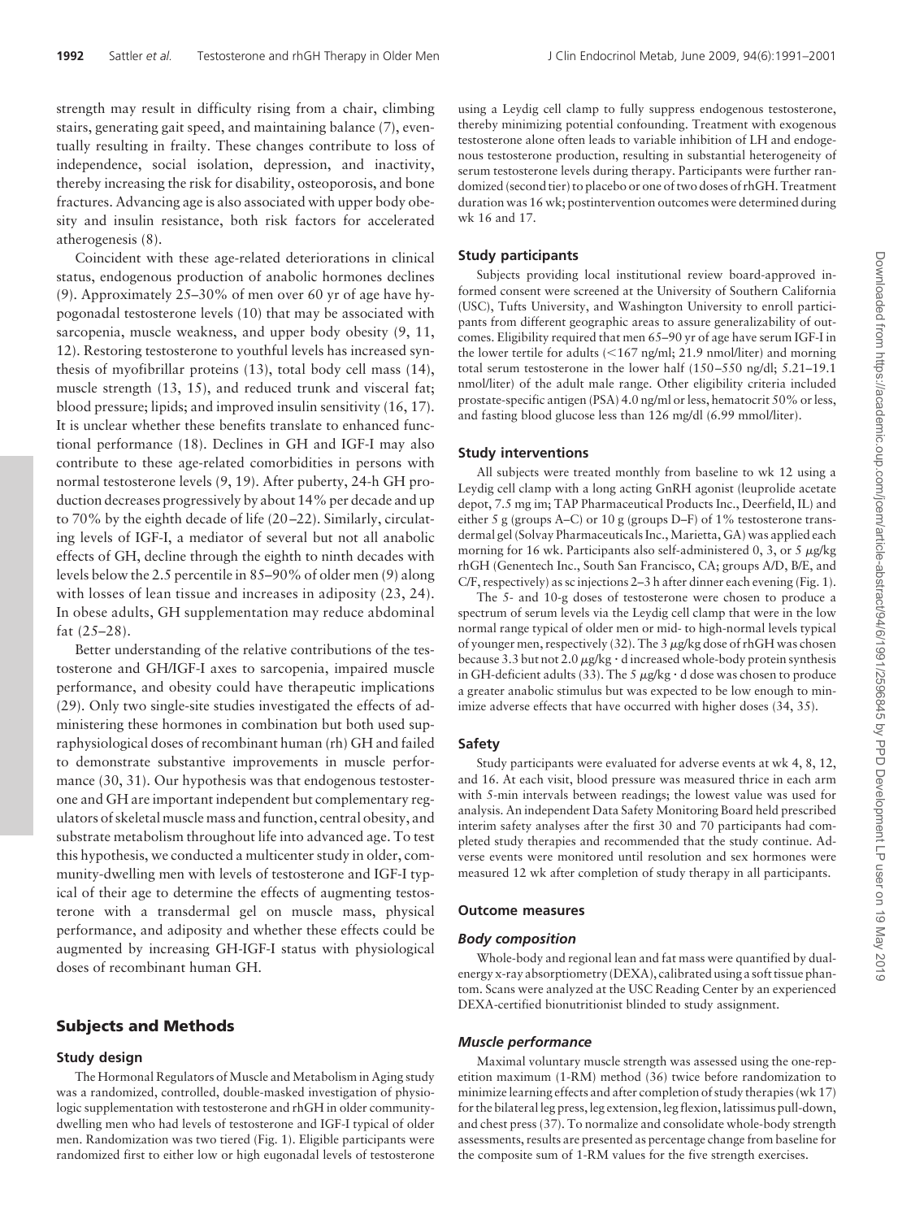strength may result in difficulty rising from a chair, climbing stairs, generating gait speed, and maintaining balance (7), eventually resulting in frailty. These changes contribute to loss of independence, social isolation, depression, and inactivity, thereby increasing the risk for disability, osteoporosis, and bone fractures. Advancing age is also associated with upper body obesity and insulin resistance, both risk factors for accelerated atherogenesis (8).

Coincident with these age-related deteriorations in clinical status, endogenous production of anabolic hormones declines (9). Approximately 25–30% of men over 60 yr of age have hypogonadal testosterone levels (10) that may be associated with sarcopenia, muscle weakness, and upper body obesity (9, 11, 12). Restoring testosterone to youthful levels has increased synthesis of myofibrillar proteins (13), total body cell mass (14), muscle strength (13, 15), and reduced trunk and visceral fat; blood pressure; lipids; and improved insulin sensitivity (16, 17). It is unclear whether these benefits translate to enhanced functional performance (18). Declines in GH and IGF-I may also contribute to these age-related comorbidities in persons with normal testosterone levels (9, 19). After puberty, 24-h GH production decreases progressively by about 14% per decade and up to 70% by the eighth decade of life (20–22). Similarly, circulating levels of IGF-I, a mediator of several but not all anabolic effects of GH, decline through the eighth to ninth decades with levels below the 2.5 percentile in 85–90% of older men (9) along with losses of lean tissue and increases in adiposity (23, 24). In obese adults, GH supplementation may reduce abdominal fat (25–28).

Better understanding of the relative contributions of the testosterone and GH/IGF-I axes to sarcopenia, impaired muscle performance, and obesity could have therapeutic implications (29). Only two single-site studies investigated the effects of administering these hormones in combination but both used supraphysiological doses of recombinant human (rh) GH and failed to demonstrate substantive improvements in muscle performance (30, 31). Our hypothesis was that endogenous testosterone and GH are important independent but complementary regulators of skeletal muscle mass and function, central obesity, and substrate metabolism throughout life into advanced age. To test this hypothesis, we conducted a multicenter study in older, community-dwelling men with levels of testosterone and IGF-I typical of their age to determine the effects of augmenting testosterone with a transdermal gel on muscle mass, physical performance, and adiposity and whether these effects could be augmented by increasing GH-IGF-I status with physiological doses of recombinant human GH.

## Subjects and Methods

### Study design

The Hormonal Regulators of Muscle and Metabolism in Aging study was a randomized, controlled, double-masked investigation of physiologic supplementation with testosterone and rhGH in older community-dwelling men who had levels of testosterone and IGF-I typical of older men. Randomization was two tiered (Fig. 1). Eligible participants were randomized first to either low or high eugonadal levels of testosterone using a Leydig cell clamp to fully suppress endogenous testosterone, thereby minimizing potential confounding. Treatment with exogenous testosterone alone often leads to variable inhibition of LH and endogenous testosterone production, resulting in substantial heterogeneity of serum testosterone levels during therapy. Participants were further randomized (second tier) to placebo or one of two doses of rhGH. Treatment duration was 16 wk; postintervention outcomes were determined during wk 16 and 17.

### Study participants

Subjects providing local institutional review board-approved informed consent were screened at the University of Southern California (USC), Tufts University, and Washington University to enroll participants from different geographic areas to assure generalizability of outcomes. Eligibility required that men 65–90 yr of age have serum IGF-I in the lower tertile for adults (<167 ng/ml; 21.9 nmol/liter) and morning total serum testosterone in the lower half (150–550 ng/dl; 5.21–19.1 nmol/liter) of the adult male range. Other eligibility criteria included prostate-specific antigen (PSA) 4.0 ng/ml or less, hematocrit 50% or less, and fasting blood glucose less than 126 mg/dl (6.99 mmol/liter).

### Study interventions

All subjects were treated monthly from baseline to wk 12 using a Leydig cell clamp with a long acting GnRH agonist (leuprolide acetate depot, 7.5 mg im; TAP Pharmaceutical Products Inc., Deerfield, IL) and either 5 g (groups A–C) or 10 g (groups D–F) of 1% testosterone transdermal gel (Solvay Pharmaceuticals Inc., Marietta, GA) was applied each morning for 16 wk. Participants also self-administered 0, 3, or 5 μg/kg rhGH (Genentech Inc., South San Francisco, CA; groups A/D, B/E, and C/F, respectively) as sc injections 2–3 h after dinner each evening (Fig. 1).

The 5- and 10-g doses of testosterone were chosen to produce a spectrum of serum levels via the Leydig cell clamp that were in the low normal range typical of older men or mid- to high-normal levels typical of younger men, respectively (32). The 3 μg/kg dose of rhGH was chosen because 3.3 but not 2.0 μg/kg · d increased whole-body protein synthesis in GH-deficient adults (33). The 5 μg/kg · d dose was chosen to produce a greater anabolic stimulus but was expected to be low enough to minimize adverse effects that have occurred with higher doses (34, 35).

### Safety

Study participants were evaluated for adverse events at wk 4, 8, 12, and 16. At each visit, blood pressure was measured thrice in each arm with 5-min intervals between readings; the lowest value was used for analysis. An independent Data Safety Monitoring Board held prescribed interim safety analyses after the first 30 and 70 participants had completed study therapies and recommended that the study continue. Adverse events were monitored until resolution and sex hormones were measured 12 wk after completion of study therapy in all participants.

### Outcome measures

#### *Body composition*

Whole-body and regional lean and fat mass were quantified by dual-energy x-ray absorptiometry (DEXA), calibrated using a soft tissue phantom. Scans were analyzed at the USC Reading Center by an experienced DEXA-certified bionutritionist blinded to study assignment.

#### *Muscle performance*

Maximal voluntary muscle strength was assessed using the one-repetition maximum (1-RM) method (36) twice before randomization to minimize learning effects and after completion of study therapies (wk 17) for the bilateral leg press, leg extension, leg flexion, latissimus pull-down, and chest press (37). To normalize and consolidate whole-body strength assessments, results are presented as percentage change from baseline for the composite sum of 1-RM values for the five strength exercises.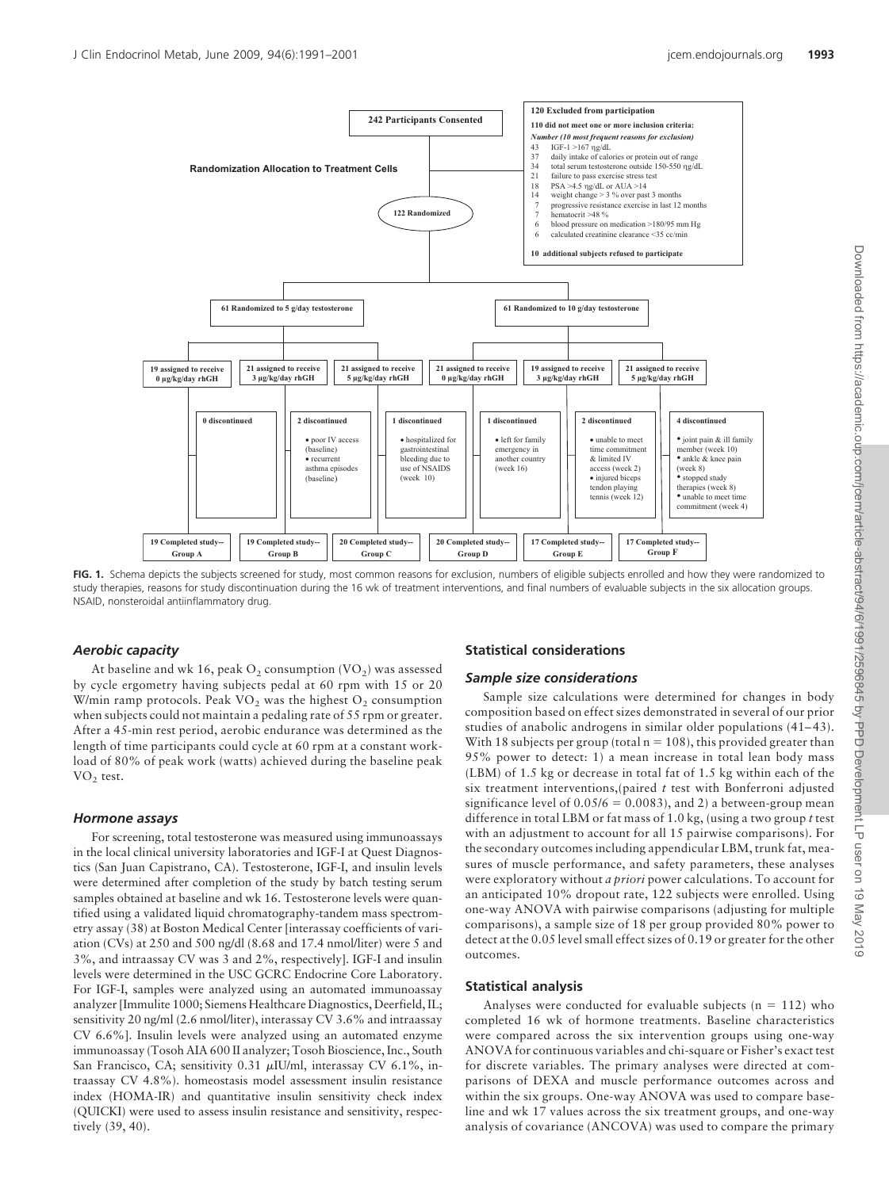**242 Participants Consented**

**Randomization Allocation to Treatment Cells**

**122 Randomized**

**120 Excluded from participation**

**110 did not meet one or more inclusion criteria:**

*Number (10 most frequent reasons for exclusion)*

- 43 IGF-1 >167 ηg/dL
- 37 daily intake of calories or protein out of range
- 34 total serum testosterone outside 150-550 ηg/dL
- 21 failure to pass exercise stress test
- 18 PSA >4.5 ηg/dL or AUA >14
- 14 weight change > 3 % over past 3 months
- 7 progressive resistance exercise in last 12 months
- 7 hematocrit >48 %
- 6 blood pressure on medication >180/95 mm Hg
- 6 calculated creatinine clearance <35 cc/min

**10 additional subjects refused to participate**

**61 Randomized to 5 g/day testosterone**

**61 Randomized to 10 g/day testosterone**

| 19 assigned to receive 0 μg/kg/day rhGH | 21 assigned to receive 3 μg/kg/day rhGH | 21 assigned to receive 5 μg/kg/day rhGH | 21 assigned to receive 0 μg/kg/day rhGH | 19 assigned to receive 3 μg/kg/day rhGH | 21 assigned to receive 5 μg/kg/day rhGH |
|---|---|---|---|---|---|
| 0 discontinued | 2 discontinued<br>• poor IV access (baseline)<br>• recurrent asthma episodes (baseline) | 1 discontinued<br>• hospitalized for gastrointestinal bleeding due to use of NSAIDS (week 10) | 1 discontinued<br>• left for family emergency in another country (week 16) | 2 discontinued<br>• unable to meet time commitment & limited IV access (week 2)<br>• injured biceps tendon playing tennis (week 12) | 4 discontinued<br>• joint pain & ill family member (week 10)<br>• ankle & knee pain (week 8)<br>• stopped study therapies (week 8)<br>• unable to meet time commitment (week 4) |
| 19 Completed study-- Group A | 19 Completed study-- Group B | 20 Completed study-- Group C | 20 Completed study-- Group D | 17 Completed study-- Group E | 17 Completed study-- Group F |

**FIG. 1.** Schema depicts the subjects screened for study, most common reasons for exclusion, numbers of eligible subjects enrolled and how they were randomized to study therapies, reasons for study discontinuation during the 16 wk of treatment interventions, and final numbers of evaluable subjects in the six allocation groups. NSAID, nonsteroidal antiinflammatory drug.

### *Aerobic capacity*

At baseline and wk 16, peak $O_2$ consumption ($VO_2$) was assessed by cycle ergometry having subjects pedal at 60 rpm with 15 or 20 W/min ramp protocols. Peak $VO_2$ was the highest $O_2$ consumption when subjects could not maintain a pedaling rate of 55 rpm or greater. After a 45-min rest period, aerobic endurance was determined as the length of time participants could cycle at 60 rpm at a constant workload of 80% of peak work (watts) achieved during the baseline peak $VO_2$ test.

### *Hormone assays*

For screening, total testosterone was measured using immunoassays in the local clinical university laboratories and IGF-I at Quest Diagnostics (San Juan Capistrano, CA). Testosterone, IGF-I, and insulin levels were determined after completion of the study by batch testing serum samples obtained at baseline and wk 16. Testosterone levels were quantified using a validated liquid chromatography-tandem mass spectrometry assay (38) at Boston Medical Center [interassay coefficients of variation (CVs) at 250 and 500 ng/dl (8.68 and 17.4 nmol/liter) were 5 and 3%, and intraassay CV was 3 and 2%, respectively]. IGF-I and insulin levels were determined in the USC GCRC Endocrine Core Laboratory. For IGF-I, samples were analyzed using an automated immunoassay analyzer [Immulite 1000; Siemens Healthcare Diagnostics, Deerfield, IL; sensitivity 20 ng/ml (2.6 nmol/liter), interassay CV 3.6% and intraassay CV 6.6%]. Insulin levels were analyzed using an automated enzyme immunoassay (Tosoh AIA 600 II analyzer; Tosoh Bioscience, Inc., South San Francisco, CA; sensitivity 0.31 μIU/ml, interassay CV 6.1%, intraassay CV 4.8%). homeostasis model assessment insulin resistance index (HOMA-IR) and quantitative insulin sensitivity check index (QUICKI) were used to assess insulin resistance and sensitivity, respectively (39, 40).

## Statistical considerations

### *Sample size considerations*

Sample size calculations were determined for changes in body composition based on effect sizes demonstrated in several of our prior studies of anabolic androgens in similar older populations (41–43). With 18 subjects per group (total $n = 108$), this provided greater than 95% power to detect: 1) a mean increase in total lean body mass (LBM) of 1.5 kg or decrease in total fat of 1.5 kg within each of the six treatment interventions,(paired *t* test with Bonferroni adjusted significance level of $0.05/6 = 0.0083$), and 2) a between-group mean difference in total LBM or fat mass of 1.0 kg, (using a two group *t* test with an adjustment to account for all 15 pairwise comparisons). For the secondary outcomes including appendicular LBM, trunk fat, measures of muscle performance, and safety parameters, these analyses were exploratory without *a priori* power calculations. To account for an anticipated 10% dropout rate, 122 subjects were enrolled. Using one-way ANOVA with pairwise comparisons (adjusting for multiple comparisons), a sample size of 18 per group provided 80% power to detect at the 0.05 level small effect sizes of 0.19 or greater for the other outcomes.

## Statistical analysis

Analyses were conducted for evaluable subjects ($n = 112$) who completed 16 wk of hormone treatments. Baseline characteristics were compared across the six intervention groups using one-way ANOVA for continuous variables and chi-square or Fisher's exact test for discrete variables. The primary analyses were directed at comparisons of DEXA and muscle performance outcomes across and within the six groups. One-way ANOVA was used to compare baseline and wk 17 values across the six treatment groups, and one-way analysis of covariance (ANCOVA) was used to compare the primary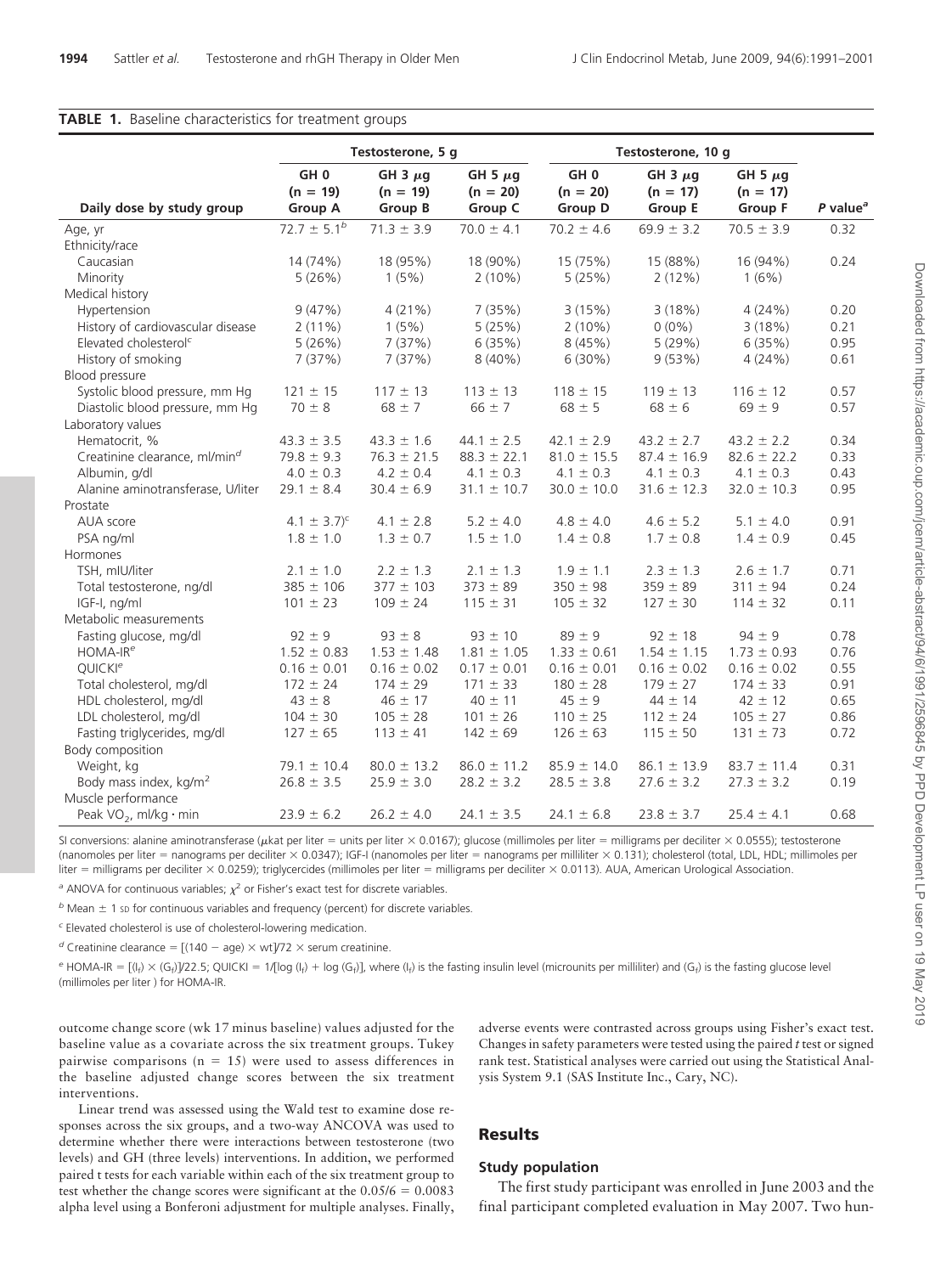**TABLE 1.** Baseline characteristics for treatment groups

| | Testosterone, 5 g | | | Testosterone, 10 g | | | |
|---|---|---|---|---|---|---|---|
| Daily dose by study group | GH 0 (n = 19) Group A | GH 3 μg (n = 19) Group B | GH 5 μg (n = 20) Group C | GH 0 (n = 20) Group D | GH 3 μg (n = 17) Group E | GH 5 μg (n = 17) Group F | *P* value[a] |
| Age, yr | 72.7 ± 5.1[b] | 71.3 ± 3.9 | 70.0 ± 4.1 | 70.2 ± 4.6 | 69.9 ± 3.2 | 70.5 ± 3.9 | 0.32 |
| Ethnicity/race | | | | | | | |
| Caucasian | 14 (74%) | 18 (95%) | 18 (90%) | 15 (75%) | 15 (88%) | 16 (94%) | 0.24 |
| Minority | 5 (26%) | 1 (5%) | 2 (10%) | 5 (25%) | 2 (12%) | 1 (6%) | |
| Medical history | | | | | | | |
| Hypertension | 9 (47%) | 4 (21%) | 7 (35%) | 3 (15%) | 3 (18%) | 4 (24%) | 0.20 |
| History of cardiovascular disease | 2 (11%) | 1 (5%) | 5 (25%) | 2 (10%) | 0 (0%) | 3 (18%) | 0.21 |
| Elevated cholesterol[c] | 5 (26%) | 7 (37%) | 6 (35%) | 8 (45%) | 5 (29%) | 6 (35%) | 0.95 |
| History of smoking | 7 (37%) | 7 (37%) | 8 (40%) | 6 (30%) | 9 (53%) | 4 (24%) | 0.61 |
| Blood pressure | | | | | | | |
| Systolic blood pressure, mm Hg | 121 ± 15 | 117 ± 13 | 113 ± 13 | 118 ± 15 | 119 ± 13 | 116 ± 12 | 0.57 |
| Diastolic blood pressure, mm Hg | 70 ± 8 | 68 ± 7 | 66 ± 7 | 68 ± 5 | 68 ± 6 | 69 ± 9 | 0.57 |
| Laboratory values | | | | | | | |
| Hematocrit, % | 43.3 ± 3.5 | 43.3 ± 1.6 | 44.1 ± 2.5 | 42.1 ± 2.9 | 43.2 ± 2.7 | 43.2 ± 2.2 | 0.34 |
| Creatinine clearance, ml/min[d] | 79.8 ± 9.3 | 76.3 ± 21.5 | 88.3 ± 22.1 | 81.0 ± 15.5 | 87.4 ± 16.9 | 82.6 ± 22.2 | 0.33 |
| Albumin, g/dl | 4.0 ± 0.3 | 4.2 ± 0.4 | 4.1 ± 0.3 | 4.1 ± 0.3 | 4.1 ± 0.3 | 4.1 ± 0.3 | 0.43 |
| Alanine aminotransferase, U/liter | 29.1 ± 8.4 | 30.4 ± 6.9 | 31.1 ± 10.7 | 30.0 ± 10.0 | 31.6 ± 12.3 | 32.0 ± 10.3 | 0.95 |
| Prostate | | | | | | | |
| AUA score | 4.1 ± 3.7)[c] | 4.1 ± 2.8 | 5.2 ± 4.0 | 4.8 ± 4.0 | 4.6 ± 5.2 | 5.1 ± 4.0 | 0.91 |
| PSA ng/ml | 1.8 ± 1.0 | 1.3 ± 0.7 | 1.5 ± 1.0 | 1.4 ± 0.8 | 1.7 ± 0.8 | 1.4 ± 0.9 | 0.45 |
| Hormones | | | | | | | |
| TSH, mIU/liter | 2.1 ± 1.0 | 2.2 ± 1.3 | 2.1 ± 1.3 | 1.9 ± 1.1 | 2.3 ± 1.3 | 2.6 ± 1.7 | 0.71 |
| Total testosterone, ng/dl | 385 ± 106 | 377 ± 103 | 373 ± 89 | 350 ± 98 | 359 ± 89 | 311 ± 94 | 0.24 |
| IGF-I, ng/ml | 101 ± 23 | 109 ± 24 | 115 ± 31 | 105 ± 32 | 127 ± 30 | 114 ± 32 | 0.11 |
| Metabolic measurements | | | | | | | |
| Fasting glucose, mg/dl | 92 ± 9 | 93 ± 8 | 93 ± 10 | 89 ± 9 | 92 ± 18 | 94 ± 9 | 0.78 |
| HOMA-IR[e] | 1.52 ± 0.83 | 1.53 ± 1.48 | 1.81 ± 1.05 | 1.33 ± 0.61 | 1.54 ± 1.15 | 1.73 ± 0.93 | 0.76 |
| QUICKI[e] | 0.16 ± 0.01 | 0.16 ± 0.02 | 0.17 ± 0.01 | 0.16 ± 0.01 | 0.16 ± 0.02 | 0.16 ± 0.02 | 0.55 |
| Total cholesterol, mg/dl | 172 ± 24 | 174 ± 29 | 171 ± 33 | 180 ± 28 | 179 ± 27 | 174 ± 33 | 0.91 |
| HDL cholesterol, mg/dl | 43 ± 8 | 46 ± 17 | 40 ± 11 | 45 ± 9 | 44 ± 14 | 42 ± 12 | 0.65 |
| LDL cholesterol, mg/dl | 104 ± 30 | 105 ± 28 | 101 ± 26 | 110 ± 25 | 112 ± 24 | 105 ± 27 | 0.86 |
| Fasting triglycerides, mg/dl | 127 ± 65 | 113 ± 41 | 142 ± 69 | 126 ± 63 | 115 ± 50 | 131 ± 73 | 0.72 |
| Body composition | | | | | | | |
| Weight, kg | 79.1 ± 10.4 | 80.0 ± 13.2 | 86.0 ± 11.2 | 85.9 ± 14.0 | 86.1 ± 13.9 | 83.7 ± 11.4 | 0.31 |
| Body mass index, kg/m$^2$ | 26.8 ± 3.5 | 25.9 ± 3.0 | 28.2 ± 3.2 | 28.5 ± 3.8 | 27.6 ± 3.2 | 27.3 ± 3.2 | 0.19 |
| Muscle performance | | | | | | | |
| Peak $VO_2$, ml/kg · min | 23.9 ± 6.2 | 26.2 ± 4.0 | 24.1 ± 3.5 | 24.1 ± 6.8 | 23.8 ± 3.7 | 25.4 ± 4.1 | 0.68 |

SI conversions: alanine aminotransferase (μkat per liter = units per liter × 0.0167); glucose (millimoles per liter = milligrams per deciliter × 0.0555); testosterone (nanomoles per liter = nanograms per deciliter × 0.0347); IGF-I (nanomoles per liter = nanograms per milliliter × 0.131); cholesterol (total, LDL, HDL; millimoles per liter = milligrams per deciliter × 0.0259); triglycercides (millimoles per liter = milligrams per deciliter × 0.0113). AUA, American Urological Association.

[a] ANOVA for continuous variables; $\chi^2$ or Fisher's exact test for discrete variables.

[b] Mean ± 1 SD for continuous variables and frequency (percent) for discrete variables.

[c] Elevated cholesterol is use of cholesterol-lowering medication.

[d] Creatinine clearance = [(140 − age) × wt]/72 × serum creatinine.

[e] HOMA-IR = $[(I_f) \times (G_f)]/22.5$; QUICKI = $1/[\log (I_f) + \log (G_f)]$, where ($I_f$) is the fasting insulin level (microunits per milliliter) and ($G_f$) is the fasting glucose level (millimoles per liter ) for HOMA-IR.

outcome change score (wk 17 minus baseline) values adjusted for the baseline value as a covariate across the six treatment groups. Tukey pairwise comparisons (n = 15) were used to assess differences in the baseline adjusted change scores between the six treatment interventions.

Linear trend was assessed using the Wald test to examine dose responses across the six groups, and a two-way ANCOVA was used to determine whether there were interactions between testosterone (two levels) and GH (three levels) interventions. In addition, we performed paired t tests for each variable within each of the six treatment group to test whether the change scores were significant at the 0.05/6 = 0.0083 alpha level using a Bonferoni adjustment for multiple analyses. Finally, adverse events were contrasted across groups using Fisher's exact test. Changes in safety parameters were tested using the paired *t* test or signed rank test. Statistical analyses were carried out using the Statistical Analysis System 9.1 (SAS Institute Inc., Cary, NC).

## Results

### Study population

The first study participant was enrolled in June 2003 and the final participant completed evaluation in May 2007. Two hun-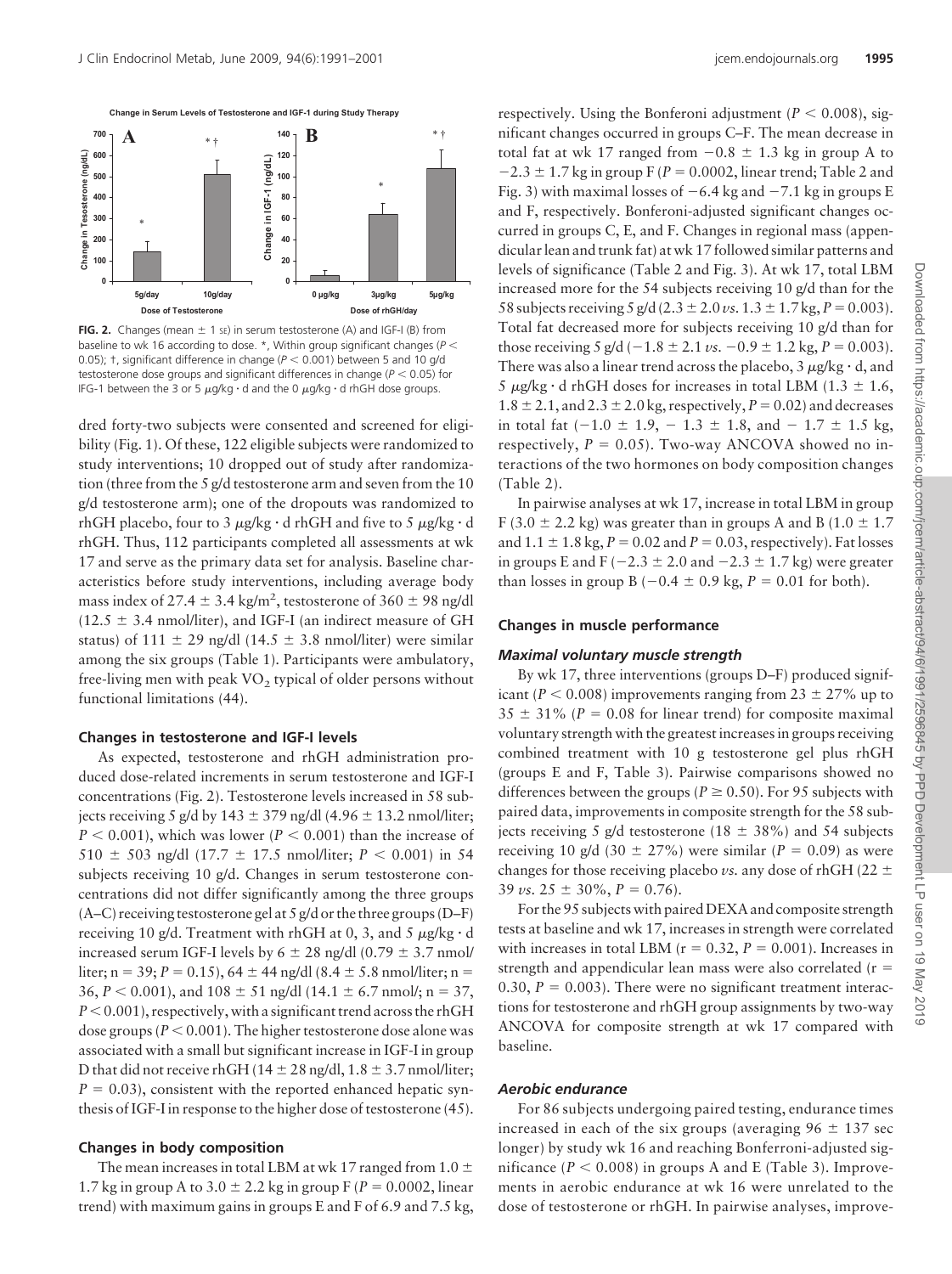FIG. 2. Changes (mean ± 1 SE) in serum testosterone (A) and IGF-I (B) from baseline to wk 16 according to dose. *, Within group significant changes ($P < 0.05$); †, significant difference in change ($P < 0.001$) between 5 and 10 g/d testosterone dose groups and significant differences in change ($P < 0.05$) for IFG-1 between the 3 or 5 μg/kg · d and the 0 μg/kg · d rhGH dose groups.

dred forty-two subjects were consented and screened for eligibility (Fig. 1). Of these, 122 eligible subjects were randomized to study interventions; 10 dropped out of study after randomization (three from the 5 g/d testosterone arm and seven from the 10 g/d testosterone arm); one of the dropouts was randomized to rhGH placebo, four to 3 μg/kg · d rhGH and five to 5 μg/kg · d rhGH. Thus, 112 participants completed all assessments at wk 17 and serve as the primary data set for analysis. Baseline characteristics before study interventions, including average body mass index of 27.4 ± 3.4 kg/m$^2$, testosterone of 360 ± 98 ng/dl (12.5 ± 3.4 nmol/liter), and IGF-I (an indirect measure of GH status) of 111 ± 29 ng/dl (14.5 ± 3.8 nmol/liter) were similar among the six groups (Table 1). Participants were ambulatory, free-living men with peak $VO_2$ typical of older persons without functional limitations (44).

## Changes in testosterone and IGF-I levels

As expected, testosterone and rhGH administration produced dose-related increments in serum testosterone and IGF-I concentrations (Fig. 2). Testosterone levels increased in 58 subjects receiving 5 g/d by 143 ± 379 ng/dl (4.96 ± 13.2 nmol/liter; $P < 0.001$), which was lower ($P < 0.001$) than the increase of 510 ± 503 ng/dl (17.7 ± 17.5 nmol/liter; $P < 0.001$) in 54 subjects receiving 10 g/d. Changes in serum testosterone concentrations did not differ significantly among the three groups (A–C) receiving testosterone gel at 5 g/d or the three groups (D–F) receiving 10 g/d. Treatment with rhGH at 0, 3, and 5 μg/kg · d increased serum IGF-I levels by 6 ± 28 ng/dl (0.79 ± 3.7 nmol/liter; n = 39; $P = 0.15$), 64 ± 44 ng/dl (8.4 ± 5.8 nmol/liter; n = 36, $P < 0.001$), and 108 ± 51 ng/dl (14.1 ± 6.7 nmol/; n = 37, $P < 0.001$), respectively, with a significant trend across the rhGH dose groups ($P < 0.001$). The higher testosterone dose alone was associated with a small but significant increase in IGF-I in group D that did not receive rhGH (14 ± 28 ng/dl, 1.8 ± 3.7 nmol/liter; $P = 0.03$), consistent with the reported enhanced hepatic synthesis of IGF-I in response to the higher dose of testosterone (45).

## Changes in body composition

The mean increases in total LBM at wk 17 ranged from 1.0 ± 1.7 kg in group A to 3.0 ± 2.2 kg in group F ($P = 0.0002$, linear trend) with maximum gains in groups E and F of 6.9 and 7.5 kg, respectively. Using the Bonferoni adjustment ($P < 0.008$), significant changes occurred in groups C–F. The mean decrease in total fat at wk 17 ranged from −0.8 ± 1.3 kg in group A to −2.3 ± 1.7 kg in group F ($P = 0.0002$, linear trend; Table 2 and Fig. 3) with maximal losses of −6.4 kg and −7.1 kg in groups E and F, respectively. Bonferoni-adjusted significant changes occurred in groups C, E, and F. Changes in regional mass (appendicular lean and trunk fat) at wk 17 followed similar patterns and levels of significance (Table 2 and Fig. 3). At wk 17, total LBM increased more for the 54 subjects receiving 10 g/d than for the 58 subjects receiving 5 g/d (2.3 ± 2.0 *vs.* 1.3 ± 1.7 kg, $P = 0.003$). Total fat decreased more for subjects receiving 10 g/d than for those receiving 5 g/d (−1.8 ± 2.1 *vs.* −0.9 ± 1.2 kg, $P = 0.003$). There was also a linear trend across the placebo, 3 μg/kg · d, and 5 μg/kg · d rhGH doses for increases in total LBM (1.3 ± 1.6, 1.8 ± 2.1, and 2.3 ± 2.0 kg, respectively, $P = 0.02$) and decreases in total fat (−1.0 ± 1.9, − 1.3 ± 1.8, and − 1.7 ± 1.5 kg, respectively, $P = 0.05$). Two-way ANCOVA showed no interactions of the two hormones on body composition changes (Table 2).

In pairwise analyses at wk 17, increase in total LBM in group F (3.0 ± 2.2 kg) was greater than in groups A and B (1.0 ± 1.7 and 1.1 ± 1.8 kg, $P = 0.02$ and $P = 0.03$, respectively). Fat losses in groups E and F (−2.3 ± 2.0 and −2.3 ± 1.7 kg) were greater than losses in group B (−0.4 ± 0.9 kg, $P = 0.01$ for both).

## Changes in muscle performance

### *Maximal voluntary muscle strength*

By wk 17, three interventions (groups D–F) produced significant ($P < 0.008$) improvements ranging from 23 ± 27% up to 35 ± 31% ($P = 0.08$ for linear trend) for composite maximal voluntary strength with the greatest increases in groups receiving combined treatment with 10 g testosterone gel plus rhGH (groups E and F, Table 3). Pairwise comparisons showed no differences between the groups ($P \geq 0.50$). For 95 subjects with paired data, improvements in composite strength for the 58 subjects receiving 5 g/d testosterone (18 ± 38%) and 54 subjects receiving 10 g/d (30 ± 27%) were similar ($P = 0.09$) as were changes for those receiving placebo *vs.* any dose of rhGH (22 ± 39 *vs.* 25 ± 30%, $P = 0.76$).

For the 95 subjects with paired DEXA and composite strength tests at baseline and wk 17, increases in strength were correlated with increases in total LBM ($r = 0.32$, $P = 0.001$). Increases in strength and appendicular lean mass were also correlated ($r = 0.30$, $P = 0.003$). There were no significant treatment interactions for testosterone and rhGH group assignments by two-way ANCOVA for composite strength at wk 17 compared with baseline.

### *Aerobic endurance*

For 86 subjects undergoing paired testing, endurance times increased in each of the six groups (averaging 96 ± 137 sec longer) by study wk 16 and reaching Bonferroni-adjusted significance ($P < 0.008$) in groups A and E (Table 3). Improvements in aerobic endurance at wk 16 were unrelated to the dose of testosterone or rhGH. In pairwise analyses, improve-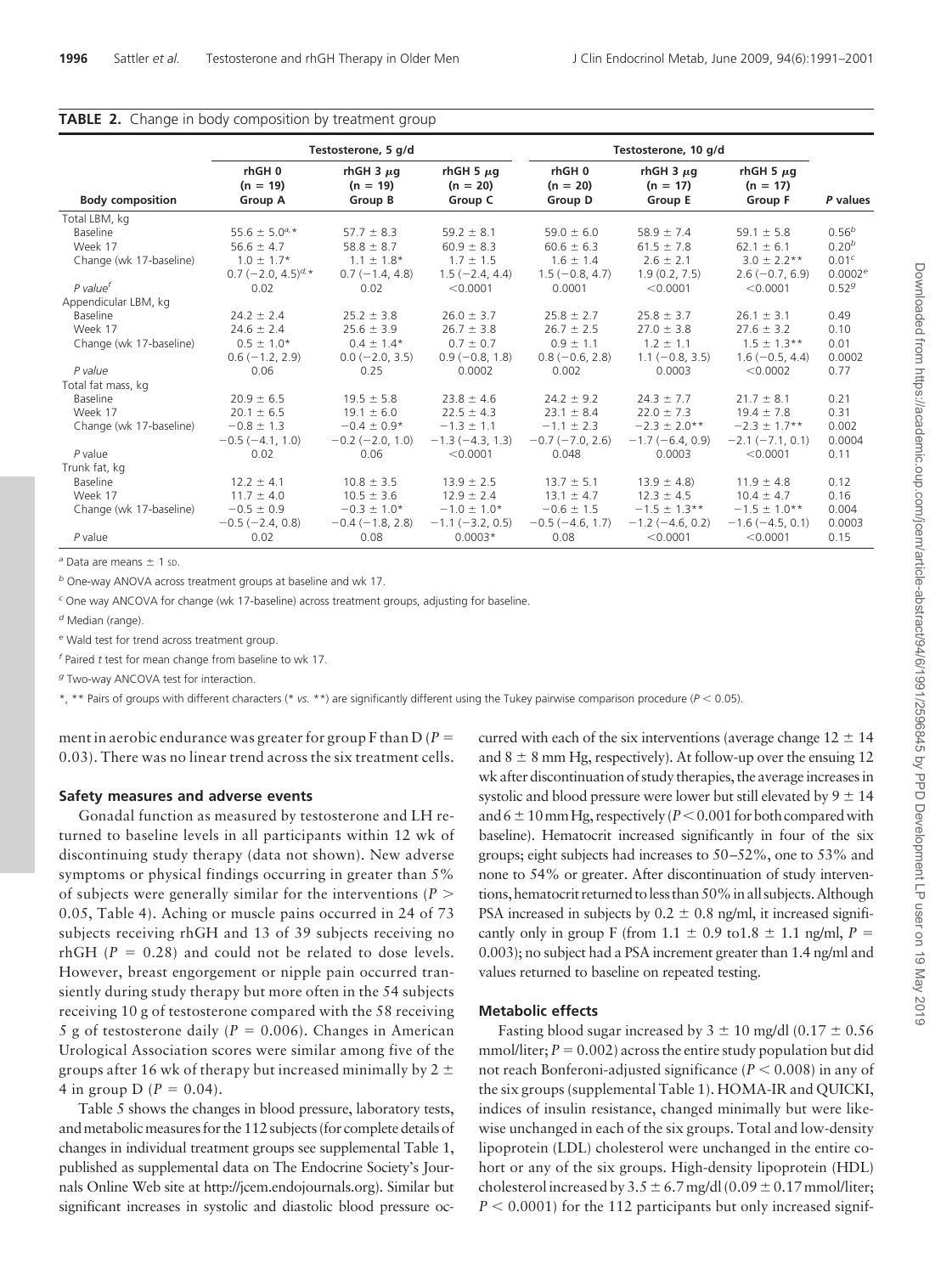**TABLE 2.** Change in body composition by treatment group

| | Testosterone, 5 g/d | | | Testosterone, 10 g/d | | | |
|---|---|---|---|---|---|---|---|
| **Body composition** | rhGH 0 (n = 19) Group A | rhGH 3 μg (n = 19) Group B | rhGH 5 μg (n = 20) Group C | rhGH 0 (n = 20) Group D | rhGH 3 μg (n = 17) Group E | rhGH 5 μg (n = 17) Group F | *P* values |
| Total LBM, kg | | | | | | | |
| Baseline | 55.6 ± 5.0[a],* | 57.7 ± 8.3 | 59.2 ± 8.1 | 59.0 ± 6.0 | 58.9 ± 7.4 | 59.1 ± 5.8 | 0.56[b] |
| Week 17 | 56.6 ± 4.7 | 58.8 ± 8.7 | 60.9 ± 8.3 | 60.6 ± 6.3 | 61.5 ± 7.8 | 62.1 ± 6.1 | 0.20[b] |
| Change (wk 17-baseline) | 1.0 ± 1.7* | 1.1 ± 1.8* | 1.7 ± 1.5 | 1.6 ± 1.4 | 2.6 ± 2.1 | 3.0 ± 2.2** | 0.01[c] |
| | 0.7 (−2.0, 4.5)[d],* | 0.7 (−1.4, 4.8) | 1.5 (−2.4, 4.4) | 1.5 (−0.8, 4.7) | 1.9 (0.2, 7.5) | 2.6 (−0.7, 6.9) | 0.0002[e] |
| *P* value[f] | 0.02 | 0.02 | <0.0001 | 0.0001 | <0.0001 | <0.0001 | 0.52[g] |
| Appendicular LBM, kg | | | | | | | |
| Baseline | 24.2 ± 2.4 | 25.2 ± 3.8 | 26.0 ± 3.7 | 25.8 ± 2.7 | 25.8 ± 3.7 | 26.1 ± 3.1 | 0.49 |
| Week 17 | 24.6 ± 2.4 | 25.6 ± 3.9 | 26.7 ± 3.8 | 26.7 ± 2.5 | 27.0 ± 3.8 | 27.6 ± 3.2 | 0.10 |
| Change (wk 17-baseline) | 0.5 ± 1.0* | 0.4 ± 1.4* | 0.7 ± 0.7 | 0.9 ± 1.1 | 1.2 ± 1.1 | 1.5 ± 1.3** | 0.01 |
| | 0.6 (−1.2, 2.9) | 0.0 (−2.0, 3.5) | 0.9 (−0.8, 1.8) | 0.8 (−0.6, 2.8) | 1.1 (−0.8, 3.5) | 1.6 (−0.5, 4.4) | 0.0002 |
| *P* value | 0.06 | 0.25 | 0.0002 | 0.002 | 0.0003 | <0.0002 | 0.77 |
| Total fat mass, kg | | | | | | | |
| Baseline | 20.9 ± 6.5 | 19.5 ± 5.8 | 23.8 ± 4.6 | 24.2 ± 9.2 | 24.3 ± 7.7 | 21.7 ± 8.1 | 0.21 |
| Week 17 | 20.1 ± 6.5 | 19.1 ± 6.0 | 22.5 ± 4.3 | 23.1 ± 8.4 | 22.0 ± 7.3 | 19.4 ± 7.8 | 0.31 |
| Change (wk 17-baseline) | −0.8 ± 1.3 | −0.4 ± 0.9* | −1.3 ± 1.1 | −1.1 ± 2.3 | −2.3 ± 2.0** | −2.3 ± 1.7** | 0.002 |
| | −0.5 (−4.1, 1.0) | −0.2 (−2.0, 1.0) | −1.3 (−4.3, 1.3) | −0.7 (−7.0, 2.6) | −1.7 (−6.4, 0.9) | −2.1 (−7.1, 0.1) | 0.0004 |
| *P* value | 0.02 | 0.06 | <0.0001 | 0.048 | 0.0003 | <0.0001 | 0.11 |
| Trunk fat, kg | | | | | | | |
| Baseline | 12.2 ± 4.1 | 10.8 ± 3.5 | 13.9 ± 2.5 | 13.7 ± 5.1 | 13.9 ± 4.8) | 11.9 ± 4.8 | 0.12 |
| Week 17 | 11.7 ± 4.0 | 10.5 ± 3.6 | 12.9 ± 2.4 | 13.1 ± 4.7 | 12.3 ± 4.5 | 10.4 ± 4.7 | 0.16 |
| Change (wk 17-baseline) | −0.5 ± 0.9 | −0.3 ± 1.0* | −1.0 ± 1.0* | −0.6 ± 1.5 | −1.5 ± 1.3** | −1.5 ± 1.0** | 0.004 |
| | −0.5 (−2.4, 0.8) | −0.4 (−1.8, 2.8) | −1.1 (−3.2, 0.5) | −0.5 (−4.6, 1.7) | −1.2 (−4.6, 0.2) | −1.6 (−4.5, 0.1) | 0.0003 |
| *P* value | 0.02 | 0.08 | 0.0003* | 0.08 | <0.0001 | <0.0001 | 0.15 |

[a] Data are means ± 1 SD.

[b] One-way ANOVA across treatment groups at baseline and wk 17.

[c] One way ANCOVA for change (wk 17-baseline) across treatment groups, adjusting for baseline.

[d] Median (range).

[e] Wald test for trend across treatment group.

[f] Paired *t* test for mean change from baseline to wk 17.

[g] Two-way ANCOVA test for interaction.

*, ** Pairs of groups with different characters (* *vs.* **) are significantly different using the Tukey pairwise comparison procedure ($P < 0.05$).

ment in aerobic endurance was greater for group F than D ($P = 0.03$). There was no linear trend across the six treatment cells.

### Safety measures and adverse events

Gonadal function as measured by testosterone and LH returned to baseline levels in all participants within 12 wk of discontinuing study therapy (data not shown). New adverse symptoms or physical findings occurring in greater than 5% of subjects were generally similar for the interventions ($P > 0.05$, Table 4). Aching or muscle pains occurred in 24 of 73 subjects receiving rhGH and 13 of 39 subjects receiving no rhGH ($P = 0.28$) and could not be related to dose levels. However, breast engorgement or nipple pain occurred transiently during study therapy but more often in the 54 subjects receiving 10 g of testosterone compared with the 58 receiving 5 g of testosterone daily ($P = 0.006$). Changes in American Urological Association scores were similar among five of the groups after 16 wk of therapy but increased minimally by 2 ± 4 in group D ($P = 0.04$).

Table 5 shows the changes in blood pressure, laboratory tests, and metabolic measures for the 112 subjects (for complete details of changes in individual treatment groups see supplemental Table 1, published as supplemental data on The Endocrine Society's Journals Online Web site at http://jcem.endojournals.org). Similar but significant increases in systolic and diastolic blood pressure occurred with each of the six interventions (average change 12 ± 14 and 8 ± 8 mm Hg, respectively). At follow-up over the ensuing 12 wk after discontinuation of study therapies, the average increases in systolic and blood pressure were lower but still elevated by 9 ± 14 and 6 ± 10 mm Hg, respectively ($P < 0.001$ for both compared with baseline). Hematocrit increased significantly in four of the six groups; eight subjects had increases to 50–52%, one to 53% and none to 54% or greater. After discontinuation of study interventions, hematocrit returned to less than 50% in all subjects. Although PSA increased in subjects by 0.2 ± 0.8 ng/ml, it increased significantly only in group F (from 1.1 ± 0.9 to1.8 ± 1.1 ng/ml, $P = 0.003$); no subject had a PSA increment greater than 1.4 ng/ml and values returned to baseline on repeated testing.

### Metabolic effects

Fasting blood sugar increased by 3 ± 10 mg/dl (0.17 ± 0.56 mmol/liter; $P = 0.002$) across the entire study population but did not reach Bonferoni-adjusted significance ($P < 0.008$) in any of the six groups (supplemental Table 1). HOMA-IR and QUICKI, indices of insulin resistance, changed minimally but were likewise unchanged in each of the six groups. Total and low-density lipoprotein (LDL) cholesterol were unchanged in the entire cohort or any of the six groups. High-density lipoprotein (HDL) cholesterol increased by 3.5 ± 6.7 mg/dl (0.09 ± 0.17 mmol/liter; $P < 0.0001$) for the 112 participants but only increased signif-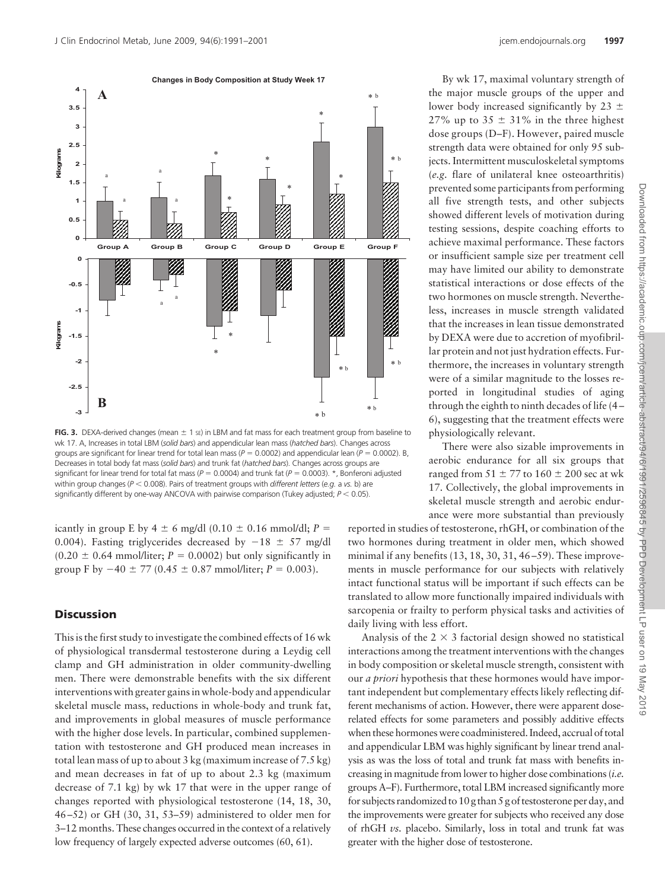**FIG. 3.** DEXA-derived changes (mean ± 1 SE) in LBM and fat mass for each treatment group from baseline to wk 17. A, Increases in total LBM (*solid bars*) and appendicular lean mass (*hatched bars*). Changes across groups are significant for linear trend for total lean mass ($P = 0.0002$) and appendicular lean ($P = 0.0002$). B, Decreases in total body fat mass (*solid bars*) and trunk fat (*hatched bars*). Changes across groups are significant for linear trend for total fat mass ($P = 0.0004$) and trunk fat ($P = 0.0003$). *, Bonferoni adjusted within group changes ($P < 0.008$). Pairs of treatment groups with *different letters* (*e.g.* a *vs.* b) are significantly different by one-way ANCOVA with pairwise comparison (Tukey adjusted; $P < 0.05$).

icantly in group E by 4 ± 6 mg/dl (0.10 ± 0.16 mmol/dl; $P = 0.004$). Fasting triglycerides decreased by −18 ± 57 mg/dl (0.20 ± 0.64 mmol/liter; $P = 0.0002$) but only significantly in group F by −40 ± 77 (0.45 ± 0.87 mmol/liter; $P = 0.003$).

## Discussion

This is the first study to investigate the combined effects of 16 wk of physiological transdermal testosterone during a Leydig cell clamp and GH administration in older community-dwelling men. There were demonstrable benefits with the six different interventions with greater gains in whole-body and appendicular skeletal muscle mass, reductions in whole-body and trunk fat, and improvements in global measures of muscle performance with the higher dose levels. In particular, combined supplementation with testosterone and GH produced mean increases in total lean mass of up to about 3 kg (maximum increase of 7.5 kg) and mean decreases in fat of up to about 2.3 kg (maximum decrease of 7.1 kg) by wk 17 that were in the upper range of changes reported with physiological testosterone (14, 18, 30, 46–52) or GH (30, 31, 53–59) administered to older men for 3–12 months. These changes occurred in the context of a relatively low frequency of largely expected adverse outcomes (60, 61).

By wk 17, maximal voluntary strength of the major muscle groups of the upper and lower body increased significantly by 23 ± 27% up to 35 ± 31% in the three highest dose groups (D–F). However, paired muscle strength data were obtained for only 95 subjects. Intermittent musculoskeletal symptoms (*e.g.* flare of unilateral knee osteoarthritis) prevented some participants from performing all five strength tests, and other subjects showed different levels of motivation during testing sessions, despite coaching efforts to achieve maximal performance. These factors or insufficient sample size per treatment cell may have limited our ability to demonstrate statistical interactions or dose effects of the two hormones on muscle strength. Nevertheless, increases in muscle strength validated that the increases in lean tissue demonstrated by DEXA were due to accretion of myofibrillar protein and not just hydration effects. Furthermore, the increases in voluntary strength were of a similar magnitude to the losses reported in longitudinal studies of aging through the eighth to ninth decades of life (4–6), suggesting that the treatment effects were physiologically relevant.

There were also sizable improvements in aerobic endurance for all six groups that ranged from 51 ± 77 to 160 ± 200 sec at wk 17. Collectively, the global improvements in skeletal muscle strength and aerobic endurance were more substantial than previously reported in studies of testosterone, rhGH, or combination of the two hormones during treatment in older men, which showed minimal if any benefits (13, 18, 30, 31, 46–59). These improvements in muscle performance for our subjects with relatively intact functional status will be important if such effects can be translated to allow more functionally impaired individuals with sarcopenia or frailty to perform physical tasks and activities of daily living with less effort.

Analysis of the 2 × 3 factorial design showed no statistical interactions among the treatment interventions with the changes in body composition or skeletal muscle strength, consistent with our *a priori* hypothesis that these hormones would have important independent but complementary effects likely reflecting different mechanisms of action. However, there were apparent dose-related effects for some parameters and possibly additive effects when these hormones were coadministered. Indeed, accrual of total and appendicular LBM was highly significant by linear trend analysis as was the loss of total and trunk fat mass with benefits increasing in magnitude from lower to higher dose combinations (*i.e.* groups A–F). Furthermore, total LBM increased significantly more for subjects randomized to 10 g than 5 g of testosterone per day, and the improvements were greater for subjects who received any dose of rhGH *vs.* placebo. Similarly, loss in total and trunk fat was greater with the higher dose of testosterone.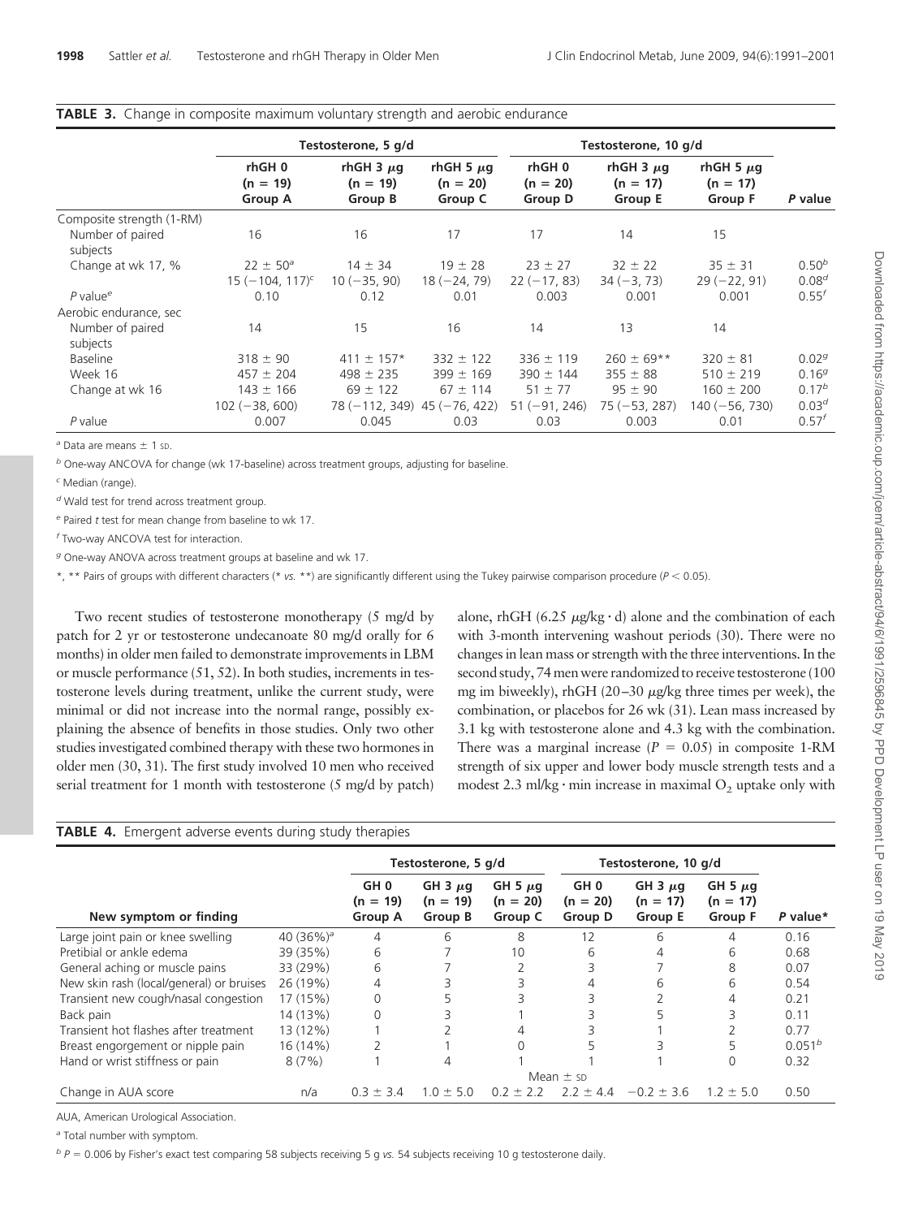**TABLE 3.** Change in composite maximum voluntary strength and aerobic endurance

| | Testosterone, 5 g/d | | | Testosterone, 10 g/d | | | |
|---|---|---|---|---|---|---|---|
| | rhGH 0 (n = 19) Group A | rhGH 3 μg (n = 19) Group B | rhGH 5 μg (n = 20) Group C | rhGH 0 (n = 20) Group D | rhGH 3 μg (n = 17) Group E | rhGH 5 μg (n = 17) Group F | P value |
| Composite strength (1-RM) | | | | | | | |
| Number of paired subjects | 16 | 16 | 17 | 17 | 14 | 15 | |
| Change at wk 17, % | 22 ± 50[a] | 14 ± 34 | 19 ± 28 | 23 ± 27 | 32 ± 22 | 35 ± 31 | 0.50[b] |
| | 15 (−104, 117)[c] | 10 (−35, 90) | 18 (−24, 79) | 22 (−17, 83) | 34 (−3, 73) | 29 (−22, 91) | 0.08[d] |
| P value[e] | 0.10 | 0.12 | 0.01 | 0.003 | 0.001 | 0.001 | 0.55[f] |
| Aerobic endurance, sec | | | | | | | |
| Number of paired subjects | 14 | 15 | 16 | 14 | 13 | 14 | |
| Baseline | 318 ± 90 | 411 ± 157* | 332 ± 122 | 336 ± 119 | 260 ± 69** | 320 ± 81 | 0.02[g] |
| Week 16 | 457 ± 204 | 498 ± 235 | 399 ± 169 | 390 ± 144 | 355 ± 88 | 510 ± 219 | 0.16[g] |
| Change at wk 16 | 143 ± 166 | 69 ± 122 | 67 ± 114 | 51 ± 77 | 95 ± 90 | 160 ± 200 | 0.17[b] |
| | 102 (−38, 600) | 78 (−112, 349) | 45 (−76, 422) | 51 (−91, 246) | 75 (−53, 287) | 140 (−56, 730) | 0.03[d] |
| P value | 0.007 | 0.045 | 0.03 | 0.03 | 0.003 | 0.01 | 0.57[f] |

[a] Data are means ± 1 SD.

[b] One-way ANCOVA for change (wk 17-baseline) across treatment groups, adjusting for baseline.

[c] Median (range).

[d] Wald test for trend across treatment group.

[e] Paired t test for mean change from baseline to wk 17.

[f] Two-way ANCOVA test for interaction.

[g] One-way ANOVA across treatment groups at baseline and wk 17.

*, ** Pairs of groups with different characters (* vs. **) are significantly different using the Tukey pairwise comparison procedure ($P < 0.05$).

Two recent studies of testosterone monotherapy (5 mg/d by patch for 2 yr or testosterone undecanoate 80 mg/d orally for 6 months) in older men failed to demonstrate improvements in LBM or muscle performance (51, 52). In both studies, increments in testosterone levels during treatment, unlike the current study, were minimal or did not increase into the normal range, possibly explaining the absence of benefits in those studies. Only two other studies investigated combined therapy with these two hormones in older men (30, 31). The first study involved 10 men who received serial treatment for 1 month with testosterone (5 mg/d by patch) alone, rhGH (6.25 μg/kg · d) alone and the combination of each with 3-month intervening washout periods (30). There were no changes in lean mass or strength with the three interventions. In the second study, 74 men were randomized to receive testosterone (100 mg im biweekly), rhGH (20–30 μg/kg three times per week), the combination, or placebos for 26 wk (31). Lean mass increased by 3.1 kg with testosterone alone and 4.3 kg with the combination. There was a marginal increase ($P = 0.05$) in composite 1-RM strength of six upper and lower body muscle strength tests and a modest 2.3 ml/kg · min increase in maximal $O_2$ uptake only with

**TABLE 4.** Emergent adverse events during study therapies

| | | Testosterone, 5 g/d | | | Testosterone, 10 g/d | | | |
|---|---|---|---|---|---|---|---|---|
| New symptom or finding | | GH 0 (n = 19) Group A | GH 3 μg (n = 19) Group B | GH 5 μg (n = 20) Group C | GH 0 (n = 20) Group D | GH 3 μg (n = 17) Group E | GH 5 μg (n = 17) Group F | P value* |
| Large joint pain or knee swelling | 40 (36%)[a] | 4 | 6 | 8 | 12 | 6 | 4 | 0.16 |
| Pretibial or ankle edema | 39 (35%) | 6 | 7 | 10 | 6 | 4 | 6 | 0.68 |
| General aching or muscle pains | 33 (29%) | 6 | 7 | 2 | 3 | 7 | 8 | 0.07 |
| New skin rash (local/general) or bruises | 26 (19%) | 4 | 3 | 3 | 4 | 6 | 6 | 0.54 |
| Transient new cough/nasal congestion | 17 (15%) | 0 | 5 | 3 | 3 | 2 | 4 | 0.21 |
| Back pain | 14 (13%) | 0 | 3 | 1 | 3 | 5 | 3 | 0.11 |
| Transient hot flashes after treatment | 13 (12%) | 1 | 2 | 4 | 3 | 1 | 2 | 0.77 |
| Breast engorgement or nipple pain | 16 (14%) | 2 | 1 | 0 | 5 | 3 | 5 | 0.051[b] |
| Hand or wrist stiffness or pain | 8 (7%) | 1 | 4 | 1 | 1 | 1 | 0 | 0.32 |
| | | Mean ± SD | | | | | | |
| Change in AUA score | n/a | 0.3 ± 3.4 | 1.0 ± 5.0 | 0.2 ± 2.2 | 2.2 ± 4.4 | −0.2 ± 3.6 | 1.2 ± 5.0 | 0.50 |

AUA, American Urological Association.

[a] Total number with symptom.

[b] $P = 0.006$ by Fisher's exact test comparing 58 subjects receiving 5 g vs. 54 subjects receiving 10 g testosterone daily.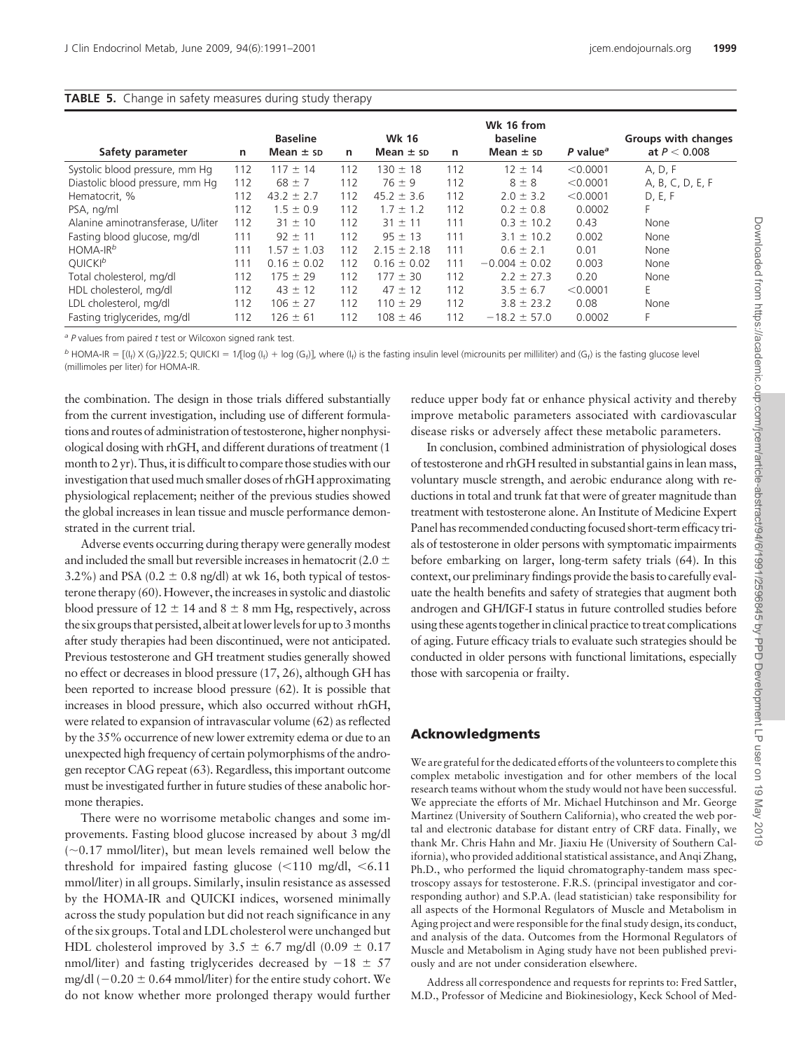**TABLE 5.** Change in safety measures during study therapy

| Safety parameter | n | Baseline Mean ± SD | n | Wk 16 Mean ± SD | n | Wk 16 from baseline Mean ± SD | P value[a] | Groups with changes at $P < 0.008$ |
|---|---|---|---|---|---|---|---|---|
| Systolic blood pressure, mm Hg | 112 | 117 ± 14 | 112 | 130 ± 18 | 112 | 12 ± 14 | <0.0001 | A, D, F |
| Diastolic blood pressure, mm Hg | 112 | 68 ± 7 | 112 | 76 ± 9 | 112 | 8 ± 8 | <0.0001 | A, B, C, D, E, F |
| Hematocrit, % | 112 | 43.2 ± 2.7 | 112 | 45.2 ± 3.6 | 112 | 2.0 ± 3.2 | <0.0001 | D, E, F |
| PSA, ng/ml | 112 | 1.5 ± 0.9 | 112 | 1.7 ± 1.2 | 112 | 0.2 ± 0.8 | 0.0002 | F |
| Alanine aminotransferase, U/liter | 112 | 31 ± 10 | 112 | 31 ± 11 | 111 | 0.3 ± 10.2 | 0.43 | None |
| Fasting blood glucose, mg/dl | 111 | 92 ± 11 | 112 | 95 ± 13 | 111 | 3.1 ± 10.2 | 0.002 | None |
| HOMA-IR[b] | 111 | 1.57 ± 1.03 | 112 | 2.15 ± 2.18 | 111 | 0.6 ± 2.1 | 0.01 | None |
| QUICKI[b] | 111 | 0.16 ± 0.02 | 112 | 0.16 ± 0.02 | 111 | −0.004 ± 0.02 | 0.003 | None |
| Total cholesterol, mg/dl | 112 | 175 ± 29 | 112 | 177 ± 30 | 112 | 2.2 ± 27.3 | 0.20 | None |
| HDL cholesterol, mg/dl | 112 | 43 ± 12 | 112 | 47 ± 12 | 112 | 3.5 ± 6.7 | <0.0001 | E |
| LDL cholesterol, mg/dl | 112 | 106 ± 27 | 112 | 110 ± 29 | 112 | 3.8 ± 23.2 | 0.08 | None |
| Fasting triglycerides, mg/dl | 112 | 126 ± 61 | 112 | 108 ± 46 | 112 | −18.2 ± 57.0 | 0.0002 | F |

[a] *P* values from paired *t* test or Wilcoxon signed rank test.

[b] HOMA-IR = $[(I_f) \times (G_f)]/22.5$; QUICKI = $1/[\log(I_f) + \log(G_f)]$, where ($I_f$) is the fasting insulin level (microunits per milliliter) and ($G_f$) is the fasting glucose level (millimoles per liter) for HOMA-IR.

the combination. The design in those trials differed substantially from the current investigation, including use of different formulations and routes of administration of testosterone, higher nonphysiological dosing with rhGH, and different durations of treatment (1 month to 2 yr). Thus, it is difficult to compare those studies with our investigation that used much smaller doses of rhGH approximating physiological replacement; neither of the previous studies showed the global increases in lean tissue and muscle performance demonstrated in the current trial.

Adverse events occurring during therapy were generally modest and included the small but reversible increases in hematocrit (2.0 ± 3.2%) and PSA (0.2 ± 0.8 ng/dl) at wk 16, both typical of testosterone therapy (60). However, the increases in systolic and diastolic blood pressure of 12 ± 14 and 8 ± 8 mm Hg, respectively, across the six groups that persisted, albeit at lower levels for up to 3 months after study therapies had been discontinued, were not anticipated. Previous testosterone and GH treatment studies generally showed no effect or decreases in blood pressure (17, 26), although GH has been reported to increase blood pressure (62). It is possible that increases in blood pressure, which also occurred without rhGH, were related to expansion of intravascular volume (62) as reflected by the 35% occurrence of new lower extremity edema or due to an unexpected high frequency of certain polymorphisms of the androgen receptor CAG repeat (63). Regardless, this important outcome must be investigated further in future studies of these anabolic hormone therapies.

There were no worrisome metabolic changes and some improvements. Fasting blood glucose increased by about 3 mg/dl (~0.17 mmol/liter), but mean levels remained well below the threshold for impaired fasting glucose (<110 mg/dl, <6.11 mmol/liter) in all groups. Similarly, insulin resistance as assessed by the HOMA-IR and QUICKI indices, worsened minimally across the study population but did not reach significance in any of the six groups. Total and LDL cholesterol were unchanged but HDL cholesterol improved by 3.5 ± 6.7 mg/dl (0.09 ± 0.17 nmol/liter) and fasting triglycerides decreased by −18 ± 57 mg/dl (−0.20 ± 0.64 mmol/liter) for the entire study cohort. We do not know whether more prolonged therapy would further reduce upper body fat or enhance physical activity and thereby improve metabolic parameters associated with cardiovascular disease risks or adversely affect these metabolic parameters.

In conclusion, combined administration of physiological doses of testosterone and rhGH resulted in substantial gains in lean mass, voluntary muscle strength, and aerobic endurance along with reductions in total and trunk fat that were of greater magnitude than treatment with testosterone alone. An Institute of Medicine Expert Panel has recommended conducting focused short-term efficacy trials of testosterone in older persons with symptomatic impairments before embarking on larger, long-term safety trials (64). In this context, our preliminary findings provide the basis to carefully evaluate the health benefits and safety of strategies that augment both androgen and GH/IGF-I status in future controlled studies before using these agents together in clinical practice to treat complications of aging. Future efficacy trials to evaluate such strategies should be conducted in older persons with functional limitations, especially those with sarcopenia or frailty.

## Acknowledgments

We are grateful for the dedicated efforts of the volunteers to complete this complex metabolic investigation and for other members of the local research teams without whom the study would not have been successful. We appreciate the efforts of Mr. Michael Hutchinson and Mr. George Martinez (University of Southern California), who created the web portal and electronic database for distant entry of CRF data. Finally, we thank Mr. Chris Hahn and Mr. Jiaxiu He (University of Southern California), who provided additional statistical assistance, and Anqi Zhang, Ph.D., who performed the liquid chromatography-tandem mass spectroscopy assays for testosterone. F.R.S. (principal investigator and corresponding author) and S.P.A. (lead statistician) take responsibility for all aspects of the Hormonal Regulators of Muscle and Metabolism in Aging project and were responsible for the final study design, its conduct, and analysis of the data. Outcomes from the Hormonal Regulators of Muscle and Metabolism in Aging study have not been published previously and are not under consideration elsewhere.

Address all correspondence and requests for reprints to: Fred Sattler, M.D., Professor of Medicine and Biokinesiology, Keck School of Med-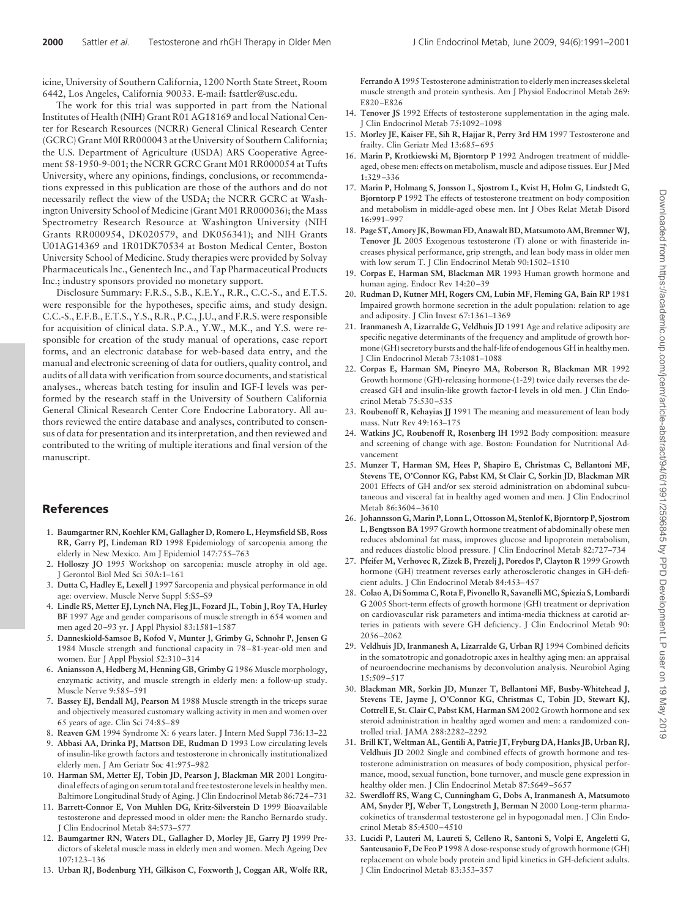icine, University of Southern California, 1200 North State Street, Room 6442, Los Angeles, California 90033. E-mail: fsattler@usc.edu.

The work for this trial was supported in part from the National Institutes of Health (NIH) Grant R01 AG18169 and local National Center for Research Resources (NCRR) General Clinical Research Center (GCRC) Grant M0I RR000043 at the University of Southern California; the U.S. Department of Agriculture (USDA) ARS Cooperative Agreement 58-1950-9-001; the NCRR GCRC Grant M01 RR000054 at Tufts University, where any opinions, findings, conclusions, or recommendations expressed in this publication are those of the authors and do not necessarily reflect the view of the USDA; the NCRR GCRC at Washington University School of Medicine (Grant M01 RR000036); the Mass Spectrometry Research Resource at Washington University (NIH Grants RR000954, DK020579, and DK056341); and NIH Grants U01AG14369 and 1R01DK70534 at Boston Medical Center, Boston University School of Medicine. Study therapies were provided by Solvay Pharmaceuticals Inc., Genentech Inc., and Tap Pharmaceutical Products Inc.; industry sponsors provided no monetary support.

Disclosure Summary: F.R.S., S.B., K.E.Y., R.R., C.C.-S., and E.T.S. were responsible for the hypotheses, specific aims, and study design. C.C.-S., E.F.B., E.T.S., Y.S., R.R., P.C., J.U., and F.R.S. were responsible for acquisition of clinical data. S.P.A., Y.W., M.K., and Y.S. were responsible for creation of the study manual of operations, case report forms, and an electronic database for web-based data entry, and the manual and electronic screening of data for outliers, quality control, and audits of all data with verification from source documents, and statistical analyses., whereas batch testing for insulin and IGF-I levels was performed by the research staff in the University of Southern California General Clinical Research Center Core Endocrine Laboratory. All authors reviewed the entire database and analyses, contributed to consensus of data for presentation and its interpretation, and then reviewed and contributed to the writing of multiple iterations and final version of the manuscript.

## References

1. **Baumgartner RN, Koehler KM, Gallagher D, Romero L, Heymsfield SB, Ross RR, Garry PJ, Lindeman RD** 1998 Epidemiology of sarcopenia among the elderly in New Mexico. Am J Epidemiol 147:755–763
2. **Holloszy JO** 1995 Workshop on sarcopenia: muscle atrophy in old age. J Gerontol Biol Med Sci 50A:1–161
3. **Dutta C, Hadley E, Lexell J** 1997 Sarcopenia and physical performance in old age: overview. Muscle Nerve Suppl 5:S5–S9
4. **Lindle RS, Metter EJ, Lynch NA, Fleg JL, Fozard JL, Tobin J, Roy TA, Hurley BF** 1997 Age and gender comparisons of muscle strength in 654 women and men aged 20–93 yr. J Appl Physiol 83:1581–1587
5. **Danneskiold-Samsoe B, Kofod V, Munter J, Grimby G, Schnohr P, Jensen G** 1984 Muscle strength and functional capacity in 78–81-year-old men and women. Eur J Appl Physiol 52:310–314
6. **Aniansson A, Hedberg M, Henning GB, Grimby G** 1986 Muscle morphology, enzymatic activity, and muscle strength in elderly men: a follow-up study. Muscle Nerve 9:585–591
7. **Bassey EJ, Bendall MJ, Pearson M** 1988 Muscle strength in the triceps surae and objectively measured customary walking activity in men and women over 65 years of age. Clin Sci 74:85–89
8. **Reaven GM** 1994 Syndrome X: 6 years later. J Intern Med Suppl 736:13–22
9. **Abbasi AA, Drinka PJ, Mattson DE, Rudman D** 1993 Low circulating levels of insulin-like growth factors and testosterone in chronically institutionalized elderly men. J Am Geriatr Soc 41:975–982
10. **Harman SM, Metter EJ, Tobin JD, Pearson J, Blackman MR** 2001 Longitudinal effects of aging on serum total and free testosterone levels in healthy men. Baltimore Longitudinal Study of Aging. J Clin Endocrinol Metab 86:724–731
11. **Barrett-Connor E, Von Muhlen DG, Kritz-Silverstein D** 1999 Bioavailable testosterone and depressed mood in older men: the Rancho Bernardo study. J Clin Endocrinol Metab 84:573–577
12. **Baumgartner RN, Waters DL, Gallagher D, Morley JE, Garry PJ** 1999 Predictors of skeletal muscle mass in elderly men and women. Mech Ageing Dev 107:123–136
13. **Urban RJ, Bodenburg YH, Gilkison C, Foxworth J, Coggan AR, Wolfe RR, Ferrando A** 1995 Testosterone administration to elderly men increases skeletal muscle strength and protein synthesis. Am J Physiol Endocrinol Metab 269: E820–E826
14. **Tenover JS** 1992 Effects of testosterone supplementation in the aging male. J Clin Endocrinol Metab 75:1092–1098
15. **Morley JE, Kaiser FE, Sih R, Hajjar R, Perry 3rd HM** 1997 Testosterone and frailty. Clin Geriatr Med 13:685–695
16. **Marin P, Krotkiewski M, Bjorntorp P** 1992 Androgen treatment of middle-aged, obese men: effects on metabolism, muscle and adipose tissues. Eur J Med 1:329–336
17. **Marin P, Holmang S, Jonsson L, Sjostrom L, Kvist H, Holm G, Lindstedt G, Bjorntorp P** 1992 The effects of testosterone treatment on body composition and metabolism in middle-aged obese men. Int J Obes Relat Metab Disord 16:991–997
18. **Page ST, Amory JK, Bowman FD, Anawalt BD, Matsumoto AM, Bremner WJ, Tenover JL** 2005 Exogenous testosterone (T) alone or with finasteride increases physical performance, grip strength, and lean body mass in older men with low serum T. J Clin Endocrinol Metab 90:1502–1510
19. **Corpas E, Harman SM, Blackman MR** 1993 Human growth hormone and human aging. Endocr Rev 14:20–39
20. **Rudman D, Kutner MH, Rogers CM, Lubin MF, Fleming GA, Bain RP** 1981 Impaired growth hormone secretion in the adult population: relation to age and adiposity. J Clin Invest 67:1361–1369
21. **Iranmanesh A, Lizarralde G, Veldhuis JD** 1991 Age and relative adiposity are specific negative determinants of the frequency and amplitude of growth hormone (GH) secretory bursts and the half-life of endogenous GH in healthy men. J Clin Endocrinol Metab 73:1081–1088
22. **Corpas E, Harman SM, Pineyro MA, Roberson R, Blackman MR** 1992 Growth hormone (GH)-releasing hormone-(1-29) twice daily reverses the decreased GH and insulin-like growth factor-I levels in old men. J Clin Endocrinol Metab 75:530–535
23. **Roubenoff R, Kehayias JJ** 1991 The meaning and measurement of lean body mass. Nutr Rev 49:163–175
24. **Watkins JC, Roubenoff R, Rosenberg IH** 1992 Body composition: measure and screening of change with age. Boston: Foundation for Nutritional Advancement
25. **Munzer T, Harman SM, Hees P, Shapiro E, Christmas C, Bellantoni MF, Stevens TE, O'Connor KG, Pabst KM, St Clair C, Sorkin JD, Blackman MR** 2001 Effects of GH and/or sex steroid administration on abdominal subcutaneous and visceral fat in healthy aged women and men. J Clin Endocrinol Metab 86:3604–3610
26. **Johannsson G, Marin P, Lonn L, Ottosson M, Stenlof K, Bjorntorp P, Sjostrom L, Bengtsson BA** 1997 Growth hormone treatment of abdominally obese men reduces abdominal fat mass, improves glucose and lipoprotein metabolism, and reduces diastolic blood pressure. J Clin Endocrinol Metab 82:727–734
27. **Pfeifer M, Verhovec R, Zizek B, Prezelj J, Poredos P, Clayton R** 1999 Growth hormone (GH) treatment reverses early atherosclerotic changes in GH-deficient adults. J Clin Endocrinol Metab 84:453–457
28. **Colao A, Di Somma C, Rota F, Pivonello R, Savanelli MC, Spiezia S, Lombardi G** 2005 Short-term effects of growth hormone (GH) treatment or deprivation on cardiovascular risk parameters and intima-media thickness at carotid arteries in patients with severe GH deficiency. J Clin Endocrinol Metab 90: 2056–2062
29. **Veldhuis JD, Iranmanesh A, Lizarralde G, Urban RJ** 1994 Combined deficits in the somatotropic and gonadotropic axes in healthy aging men: an appraisal of neuroendocrine mechanisms by deconvolution analysis. Neurobiol Aging 15:509–517
30. **Blackman MR, Sorkin JD, Munzer T, Bellantoni MF, Busby-Whitehead J, Stevens TE, Jayme J, O'Connor KG, Christmas C, Tobin JD, Stewart KJ, Cottrell E, St. Clair C, Pabst KM, Harman SM** 2002 Growth hormone and sex steroid administration in healthy aged women and men: a randomized controlled trial. JAMA 288:2282–2292
31. **Brill KT, Weltman AL, Gentili A, Patrie JT, Fryburg DA, Hanks JB, Urban RJ, Veldhuis JD** 2002 Single and combined effects of growth hormone and testosterone administration on measures of body composition, physical performance, mood, sexual function, bone turnover, and muscle gene expression in healthy older men. J Clin Endocrinol Metab 87:5649–5657
32. **Swerdloff RS, Wang C, Cunningham G, Dobs A, Iranmanesh A, Matsumoto AM, Snyder PJ, Weber T, Longstreth J, Berman N** 2000 Long-term pharmacokinetics of transdermal testosterone gel in hypogonadal men. J Clin Endocrinol Metab 85:4500–4510
33. **Lucidi P, Lauteri M, Laureti S, Celleno R, Santoni S, Volpi E, Angeletti G, Santeusanio F, De Feo P** 1998 A dose-response study of growth hormone (GH) replacement on whole body protein and lipid kinetics in GH-deficient adults. J Clin Endocrinol Metab 83:353–357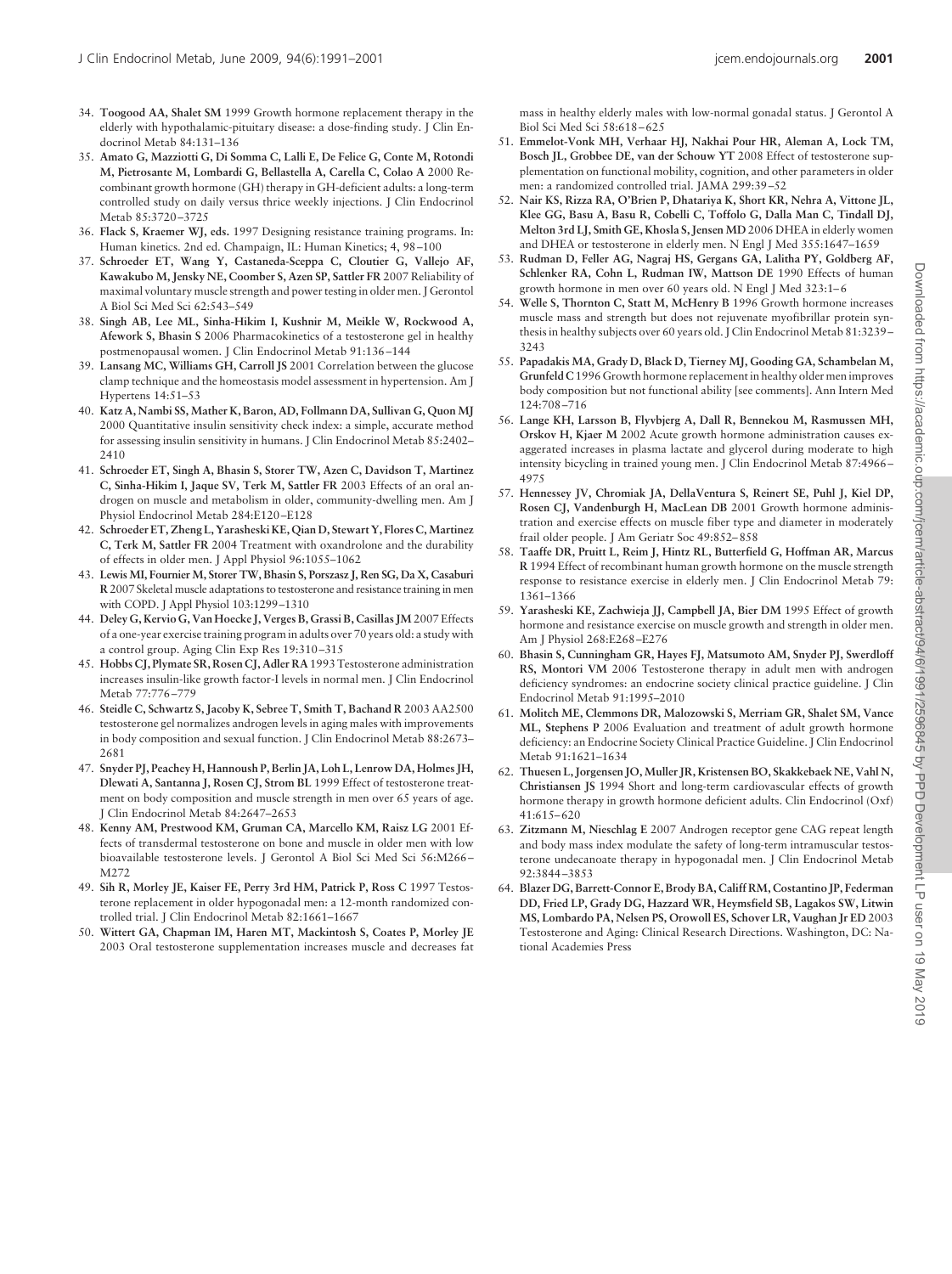34. **Toogood AA, Shalet SM** 1999 Growth hormone replacement therapy in the elderly with hypothalamic-pituitary disease: a dose-finding study. J Clin Endocrinol Metab 84:131–136
35. **Amato G, Mazziotti G, Di Somma C, Lalli E, De Felice G, Conte M, Rotondi M, Pietrosante M, Lombardi G, Bellastella A, Carella C, Colao A** 2000 Recombinant growth hormone (GH) therapy in GH-deficient adults: a long-term controlled study on daily versus thrice weekly injections. J Clin Endocrinol Metab 85:3720–3725
36. **Flack S, Kraemer WJ, eds.** 1997 Designing resistance training programs. In: Human kinetics. 2nd ed. Champaign, IL: Human Kinetics; 4, 98–100
37. **Schroeder ET, Wang Y, Castaneda-Sceppa C, Cloutier G, Vallejo AF, Kawakubo M, Jensky NE, Coomber S, Azen SP, Sattler FR** 2007 Reliability of maximal voluntary muscle strength and power testing in older men. J Gerontol A Biol Sci Med Sci 62:543–549
38. **Singh AB, Lee ML, Sinha-Hikim I, Kushnir M, Meikle W, Rockwood A, Afework S, Bhasin S** 2006 Pharmacokinetics of a testosterone gel in healthy postmenopausal women. J Clin Endocrinol Metab 91:136–144
39. **Lansang MC, Williams GH, Carroll JS** 2001 Correlation between the glucose clamp technique and the homeostasis model assessment in hypertension. Am J Hypertens 14:51–53
40. **Katz A, Nambi SS, Mather K, Baron, AD, Follmann DA, Sullivan G, Quon MJ** 2000 Quantitative insulin sensitivity check index: a simple, accurate method for assessing insulin sensitivity in humans. J Clin Endocrinol Metab 85:2402–2410
41. **Schroeder ET, Singh A, Bhasin S, Storer TW, Azen C, Davidson T, Martinez C, Sinha-Hikim I, Jaque SV, Terk M, Sattler FR** 2003 Effects of an oral androgen on muscle and metabolism in older, community-dwelling men. Am J Physiol Endocrinol Metab 284:E120–E128
42. **Schroeder ET, Zheng L, Yarasheski KE, Qian D, Stewart Y, Flores C, Martinez C, Terk M, Sattler FR** 2004 Treatment with oxandrolone and the durability of effects in older men. J Appl Physiol 96:1055–1062
43. **Lewis MI, Fournier M, Storer TW, Bhasin S, Porszasz J, Ren SG, Da X, Casaburi R** 2007 Skeletal muscle adaptations to testosterone and resistance training in men with COPD. J Appl Physiol 103:1299–1310
44. **Deley G, Kervio G, Van Hoecke J, Verges B, Grassi B, Casillas JM** 2007 Effects of a one-year exercise training program in adults over 70 years old: a study with a control group. Aging Clin Exp Res 19:310–315
45. **Hobbs CJ, Plymate SR, Rosen CJ, Adler RA** 1993 Testosterone administration increases insulin-like growth factor-I levels in normal men. J Clin Endocrinol Metab 77:776–779
46. **Steidle C, Schwartz S, Jacoby K, Sebree T, Smith T, Bachand R** 2003 AA2500 testosterone gel normalizes androgen levels in aging males with improvements in body composition and sexual function. J Clin Endocrinol Metab 88:2673–2681
47. **Snyder PJ, Peachey H, Hannoush P, Berlin JA, Loh L, Lenrow DA, Holmes JH, Dlewati A, Santanna J, Rosen CJ, Strom BL** 1999 Effect of testosterone treatment on body composition and muscle strength in men over 65 years of age. J Clin Endocrinol Metab 84:2647–2653
48. **Kenny AM, Prestwood KM, Gruman CA, Marcello KM, Raisz LG** 2001 Effects of transdermal testosterone on bone and muscle in older men with low bioavailable testosterone levels. J Gerontol A Biol Sci Med Sci 56:M266–M272
49. **Sih R, Morley JE, Kaiser FE, Perry 3rd HM, Patrick P, Ross C** 1997 Testosterone replacement in older hypogonadal men: a 12-month randomized controlled trial. J Clin Endocrinol Metab 82:1661–1667
50. **Wittert GA, Chapman IM, Haren MT, Mackintosh S, Coates P, Morley JE** 2003 Oral testosterone supplementation increases muscle and decreases fat mass in healthy elderly males with low-normal gonadal status. J Gerontol A Biol Sci Med Sci 58:618–625
51. **Emmelot-Vonk MH, Verhaar HJ, Nakhai Pour HR, Aleman A, Lock TM, Bosch JL, Grobbee DE, van der Schouw YT** 2008 Effect of testosterone supplementation on functional mobility, cognition, and other parameters in older men: a randomized controlled trial. JAMA 299:39–52
52. **Nair KS, Rizza RA, O'Brien P, Dhatariya K, Short KR, Nehra A, Vittone JL, Klee GG, Basu A, Basu R, Cobelli C, Toffolo G, Dalla Man C, Tindall DJ, Melton 3rd LJ, Smith GE, Khosla S, Jensen MD** 2006 DHEA in elderly women and DHEA or testosterone in elderly men. N Engl J Med 355:1647–1659
53. **Rudman D, Feller AG, Nagraj HS, Gergans GA, Lalitha PY, Goldberg AF, Schlenker RA, Cohn L, Rudman IW, Mattson DE** 1990 Effects of human growth hormone in men over 60 years old. N Engl J Med 323:1–6
54. **Welle S, Thornton C, Statt M, McHenry B** 1996 Growth hormone increases muscle mass and strength but does not rejuvenate myofibrillar protein synthesis in healthy subjects over 60 years old. J Clin Endocrinol Metab 81:3239–3243
55. **Papadakis MA, Grady D, Black D, Tierney MJ, Gooding GA, Schambelan M, Grunfeld C** 1996 Growth hormone replacement in healthy older men improves body composition but not functional ability [see comments]. Ann Intern Med 124:708–716
56. **Lange KH, Larsson B, Flyvbjerg A, Dall R, Bennekou M, Rasmussen MH, Orskov H, Kjaer M** 2002 Acute growth hormone administration causes exaggerated increases in plasma lactate and glycerol during moderate to high intensity bicycling in trained young men. J Clin Endocrinol Metab 87:4966–4975
57. **Hennessey JV, Chromiak JA, DellaVentura S, Reinert SE, Puhl J, Kiel DP, Rosen CJ, Vandenburgh H, MacLean DB** 2001 Growth hormone administration and exercise effects on muscle fiber type and diameter in moderately frail older people. J Am Geriatr Soc 49:852–858
58. **Taaffe DR, Pruitt L, Reim J, Hintz RL, Butterfield G, Hoffman AR, Marcus R** 1994 Effect of recombinant human growth hormone on the muscle strength response to resistance exercise in elderly men. J Clin Endocrinol Metab 79:1361–1366
59. **Yarasheski KE, Zachwieja JJ, Campbell JA, Bier DM** 1995 Effect of growth hormone and resistance exercise on muscle growth and strength in older men. Am J Physiol 268:E268–E276
60. **Bhasin S, Cunningham GR, Hayes FJ, Matsumoto AM, Snyder PJ, Swerdloff RS, Montori VM** 2006 Testosterone therapy in adult men with androgen deficiency syndromes: an endocrine society clinical practice guideline. J Clin Endocrinol Metab 91:1995–2010
61. **Molitch ME, Clemmons DR, Malozowski S, Merriam GR, Shalet SM, Vance ML, Stephens P** 2006 Evaluation and treatment of adult growth hormone deficiency: an Endocrine Society Clinical Practice Guideline. J Clin Endocrinol Metab 91:1621–1634
62. **Thuesen L, Jorgensen JO, Muller JR, Kristensen BO, Skakkebaek NE, Vahl N, Christiansen JS** 1994 Short and long-term cardiovascular effects of growth hormone therapy in growth hormone deficient adults. Clin Endocrinol (Oxf) 41:615–620
63. **Zitzmann M, Nieschlag E** 2007 Androgen receptor gene CAG repeat length and body mass index modulate the safety of long-term intramuscular testosterone undecanoate therapy in hypogonadal men. J Clin Endocrinol Metab 92:3844–3853
64. **Blazer DG, Barrett-Connor E, Brody BA, Califf RM, Costantino JP, Federman DD, Fried LP, Grady DG, Hazzard WR, Heymsfield SB, Lagakos SW, Litwin MS, Lombardo PA, Nelsen PS, Orowell ES, Schover LR, Vaughan Jr ED** 2003 Testosterone and Aging: Clinical Research Directions. Washington, DC: National Academies Press